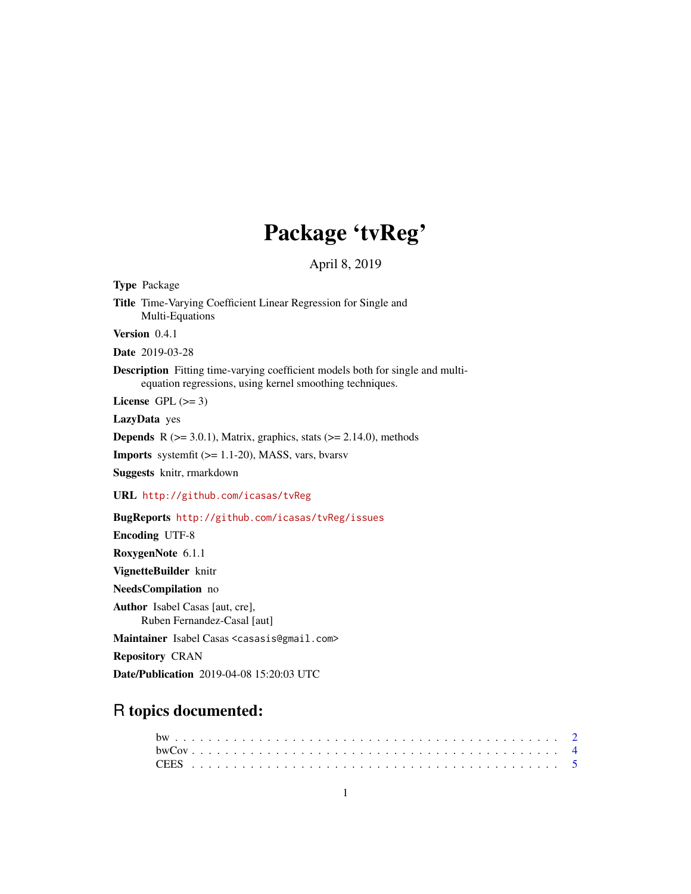# Package 'tvReg'

April 8, 2019

**Type** Package

**Title** Time-Varying Coefficient Linear Regression for Single and Multi-Equations

**Version** 0.4.1

**Date** 2019-03-28

**Description** Fitting time-varying coefficient models both for single and multi-equation regressions, using kernel smoothing techniques.

**License** GPL (>= 3)

**LazyData** yes

**Depends** R (>= 3.0.1), Matrix, graphics, stats (>= 2.14.0), methods

**Imports** systemfit (>= 1.1-20), MASS, vars, bvarsv

**Suggests** knitr, rmarkdown

**URL** http://github.com/icasas/tvReg

**BugReports** http://github.com/icasas/tvReg/issues

**Encoding** UTF-8

**RoxygenNote** 6.1.1

**VignetteBuilder** knitr

**NeedsCompilation** no

**Author** Isabel Casas [aut, cre],
Ruben Fernandez-Casal [aut]

**Maintainer** Isabel Casas <casasis@gmail.com>

**Repository** CRAN

**Date/Publication** 2019-04-08 15:20:03 UTC

## R topics documented:

bw . . . . . . . . . . . . . . . . . . . . . . . . . . . . . . . . . . . . . . . . . 2
bwCov . . . . . . . . . . . . . . . . . . . . . . . . . . . . . . . . . . . . . . . 4
CEES . . . . . . . . . . . . . . . . . . . . . . . . . . . . . . . . . . . . . . . 5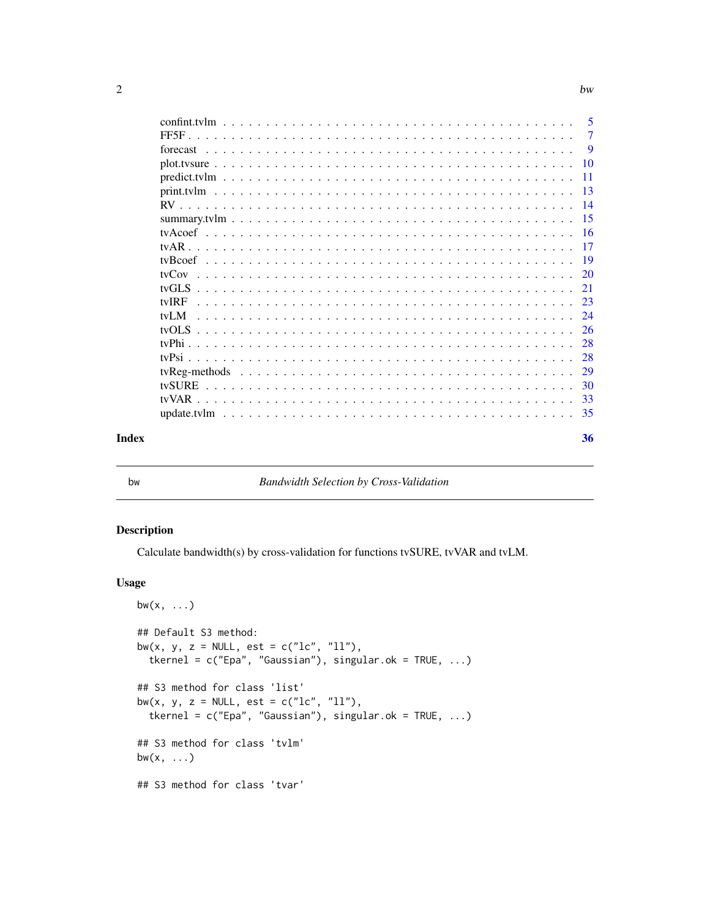confint.tvlm . . . . . . . . . . . . . . . . . . . . . . . . . . . . . . . . . . . . . . . . 5
FF5F . . . . . . . . . . . . . . . . . . . . . . . . . . . . . . . . . . . . . . . . . . . . 7
forecast . . . . . . . . . . . . . . . . . . . . . . . . . . . . . . . . . . . . . . . . . . 9
plot.tvsure . . . . . . . . . . . . . . . . . . . . . . . . . . . . . . . . . . . . . . . . 10
predict.tvlm . . . . . . . . . . . . . . . . . . . . . . . . . . . . . . . . . . . . . . . 11
print.tvlm . . . . . . . . . . . . . . . . . . . . . . . . . . . . . . . . . . . . . . . . 13
RV . . . . . . . . . . . . . . . . . . . . . . . . . . . . . . . . . . . . . . . . . . . . . 14
summary.tvlm . . . . . . . . . . . . . . . . . . . . . . . . . . . . . . . . . . . . . . 15
tvAcoef . . . . . . . . . . . . . . . . . . . . . . . . . . . . . . . . . . . . . . . . . . 16
tvAR . . . . . . . . . . . . . . . . . . . . . . . . . . . . . . . . . . . . . . . . . . . . 17
tvBcoef . . . . . . . . . . . . . . . . . . . . . . . . . . . . . . . . . . . . . . . . . . 19
tvCov . . . . . . . . . . . . . . . . . . . . . . . . . . . . . . . . . . . . . . . . . . . 20
tvGLS . . . . . . . . . . . . . . . . . . . . . . . . . . . . . . . . . . . . . . . . . . . 21
tvIRF . . . . . . . . . . . . . . . . . . . . . . . . . . . . . . . . . . . . . . . . . . . 23
tvLM . . . . . . . . . . . . . . . . . . . . . . . . . . . . . . . . . . . . . . . . . . . . 24
tvOLS . . . . . . . . . . . . . . . . . . . . . . . . . . . . . . . . . . . . . . . . . . . 26
tvPhi . . . . . . . . . . . . . . . . . . . . . . . . . . . . . . . . . . . . . . . . . . . . 28
tvPsi . . . . . . . . . . . . . . . . . . . . . . . . . . . . . . . . . . . . . . . . . . . . 28
tvReg-methods . . . . . . . . . . . . . . . . . . . . . . . . . . . . . . . . . . . . . . 29
tvSURE . . . . . . . . . . . . . . . . . . . . . . . . . . . . . . . . . . . . . . . . . . 30
tvVAR . . . . . . . . . . . . . . . . . . . . . . . . . . . . . . . . . . . . . . . . . . . 33
update.tvlm . . . . . . . . . . . . . . . . . . . . . . . . . . . . . . . . . . . . . . . 35

**Index** **36**

---

## bw — *Bandwidth Selection by Cross-Validation*

### Description

Calculate bandwidth(s) by cross-validation for functions tvSURE, tvVAR and tvLM.

### Usage

```
bw(x, ...)

## Default S3 method:
bw(x, y, z = NULL, est = c("lc", "ll"),
  tkernel = c("Epa", "Gaussian"), singular.ok = TRUE, ...)

## S3 method for class 'list'
bw(x, y, z = NULL, est = c("lc", "ll"),
  tkernel = c("Epa", "Gaussian"), singular.ok = TRUE, ...)

## S3 method for class 'tvlm'
bw(x, ...)

## S3 method for class 'tvar'
```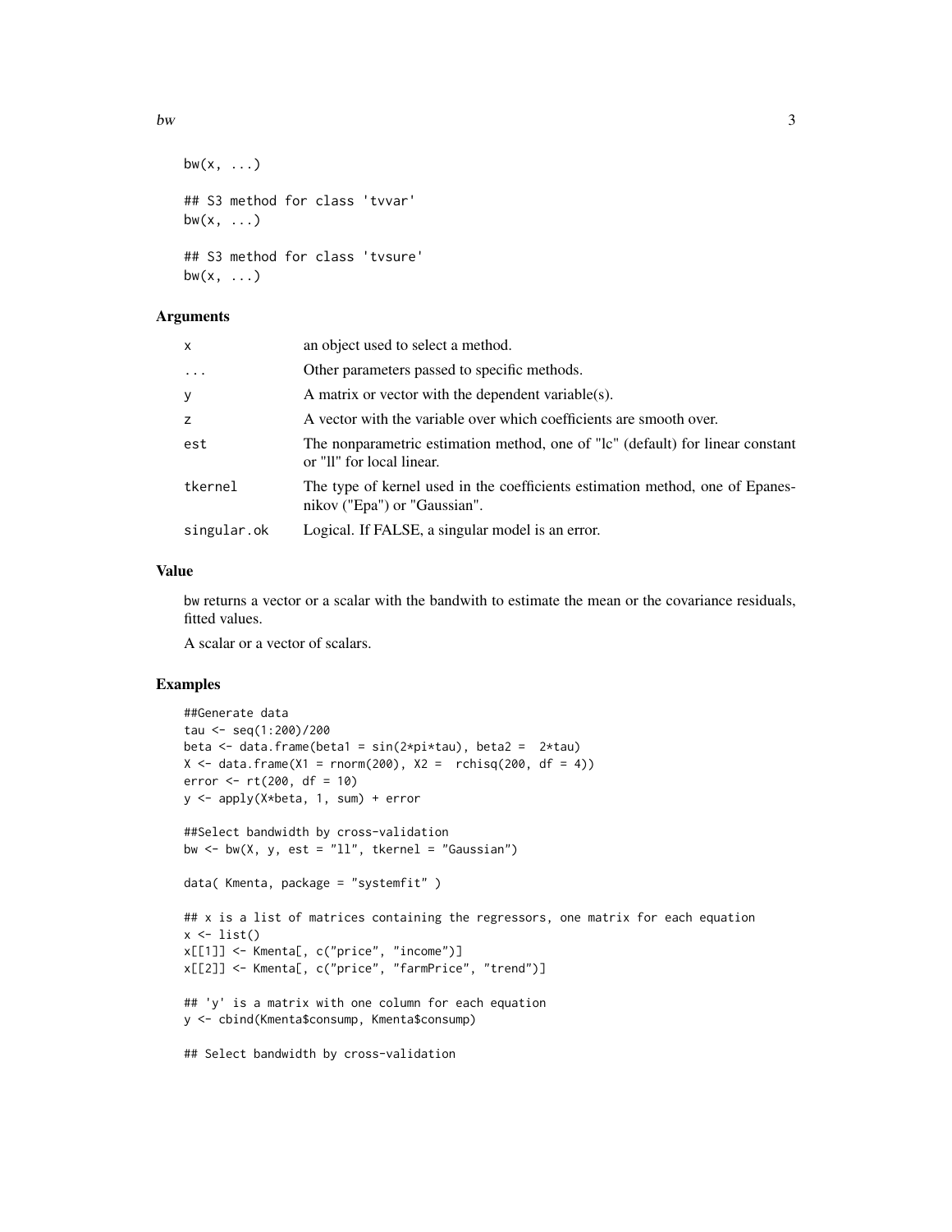```
bw(x, ...)

## S3 method for class 'tvvar'
bw(x, ...)

## S3 method for class 'tvsure'
bw(x, ...)
```

### Arguments

| | |
|---|---|
| x | an object used to select a method. |
| ... | Other parameters passed to specific methods. |
| y | A matrix or vector with the dependent variable(s). |
| z | A vector with the variable over which coefficients are smooth over. |
| est | The nonparametric estimation method, one of "lc" (default) for linear constant or "ll" for local linear. |
| tkernel | The type of kernel used in the coefficients estimation method, one of Epanesnikov ("Epa") or "Gaussian". |
| singular.ok | Logical. If FALSE, a singular model is an error. |

### Value

bw returns a vector or a scalar with the bandwith to estimate the mean or the covariance residuals, fitted values.

A scalar or a vector of scalars.

### Examples

```
##Generate data
tau <- seq(1:200)/200
beta <- data.frame(beta1 = sin(2*pi*tau), beta2 =  2*tau)
X <- data.frame(X1 = rnorm(200), X2 =  rchisq(200, df = 4))
error <- rt(200, df = 10)
y <- apply(X*beta, 1, sum) + error

##Select bandwidth by cross-validation
bw <- bw(X, y, est = "ll", tkernel = "Gaussian")

data( Kmenta, package = "systemfit" )

## x is a list of matrices containing the regressors, one matrix for each equation
x <- list()
x[[1]] <- Kmenta[, c("price", "income")]
x[[2]] <- Kmenta[, c("price", "farmPrice", "trend")]

## 'y' is a matrix with one column for each equation
y <- cbind(Kmenta$consump, Kmenta$consump)

## Select bandwidth by cross-validation
```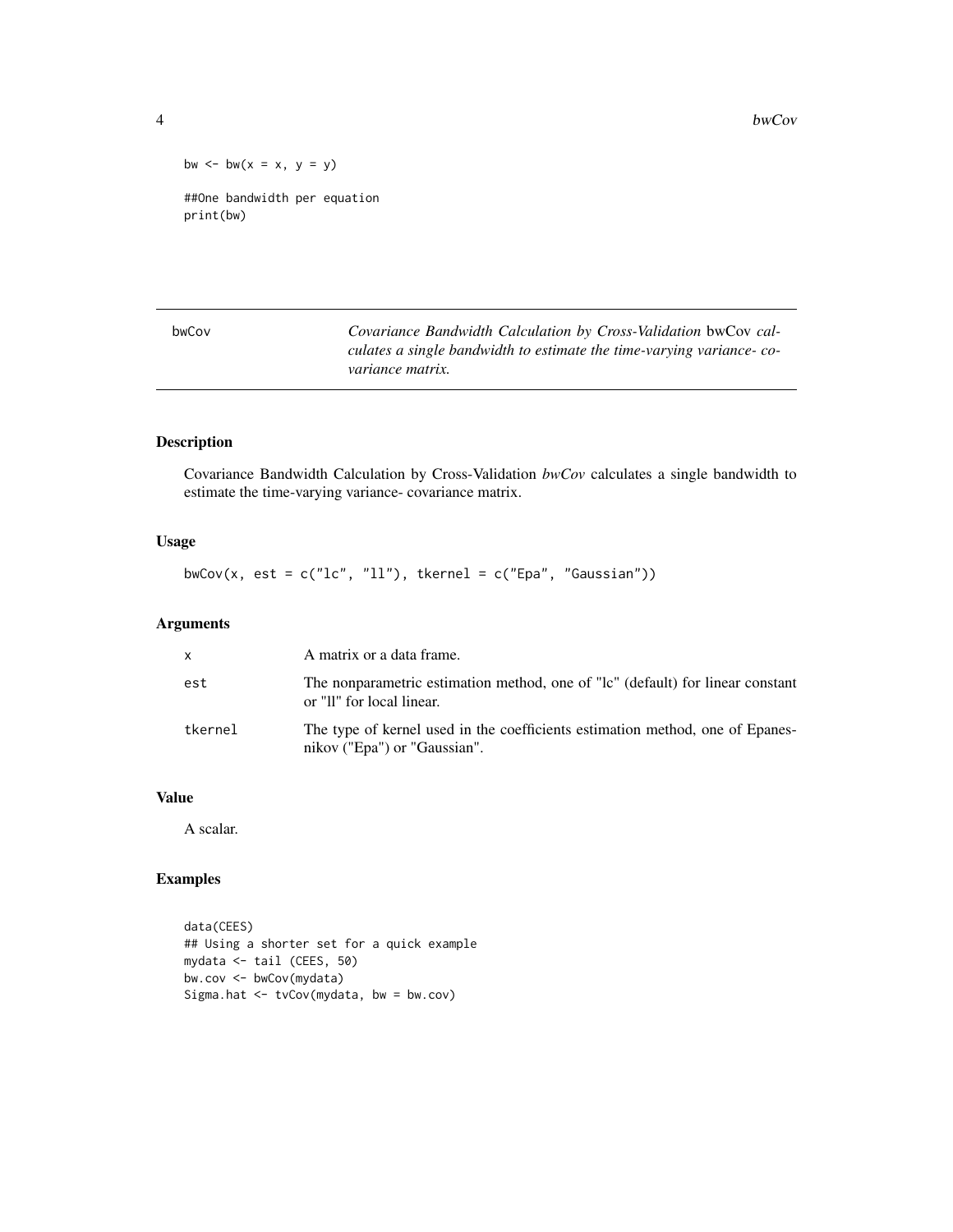```
bw <- bw(x = x, y = y)

##One bandwidth per equation
print(bw)
```

## bwCov — *Covariance Bandwidth Calculation by Cross-Validation* bwCov *calculates a single bandwidth to estimate the time-varying variance- covariance matrix.*

### Description

Covariance Bandwidth Calculation by Cross-Validation *bwCov* calculates a single bandwidth to estimate the time-varying variance- covariance matrix.

### Usage

```
bwCov(x, est = c("lc", "ll"), tkernel = c("Epa", "Gaussian"))
```

### Arguments

| | |
|---|---|
| x | A matrix or a data frame. |
| est | The nonparametric estimation method, one of "lc" (default) for linear constant or "ll" for local linear. |
| tkernel | The type of kernel used in the coefficients estimation method, one of Epanesnikov ("Epa") or "Gaussian". |

### Value

A scalar.

### Examples

```
data(CEES)
## Using a shorter set for a quick example
mydata <- tail (CEES, 50)
bw.cov <- bwCov(mydata)
Sigma.hat <- tvCov(mydata, bw = bw.cov)
```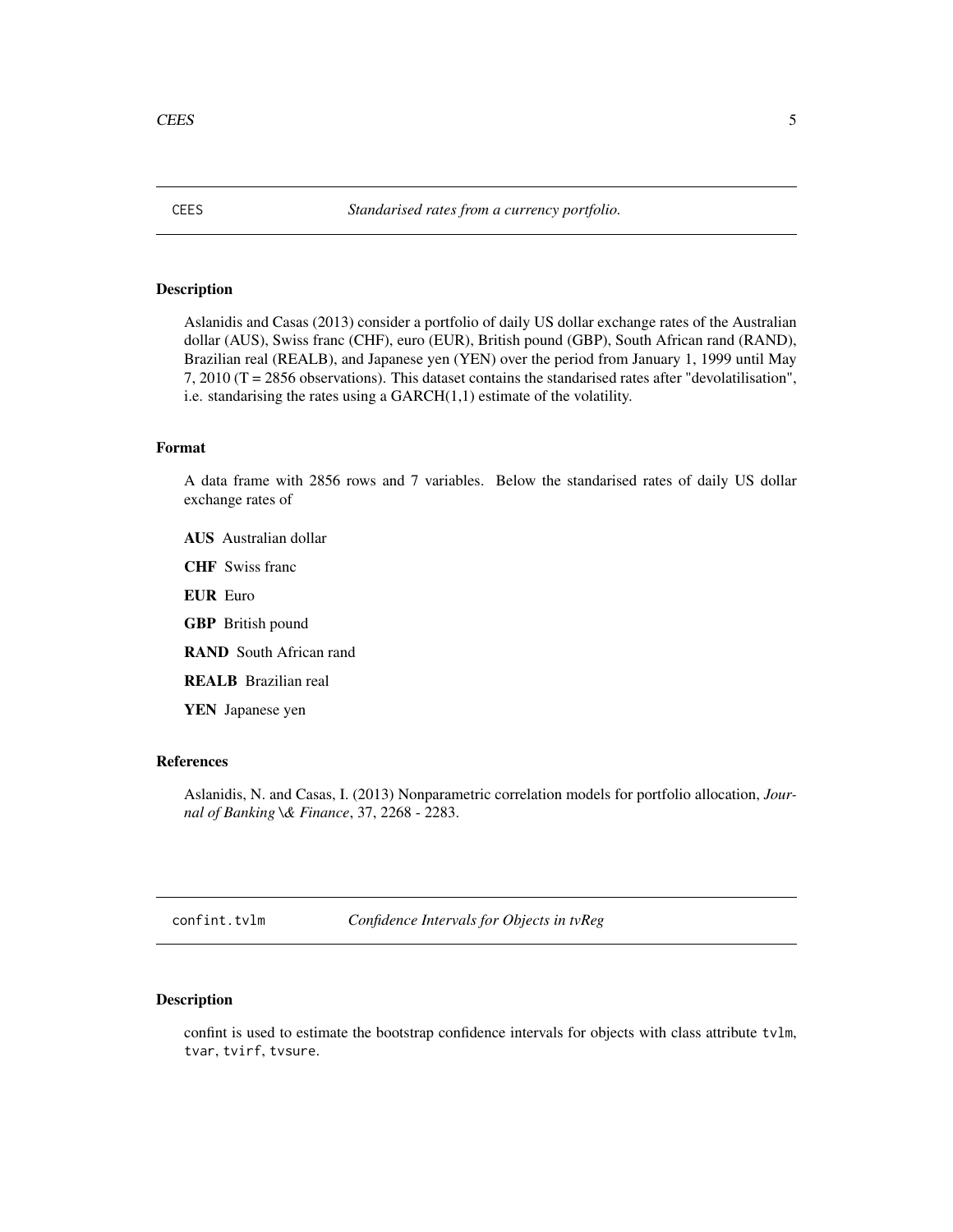## CEES — *Standarised rates from a currency portfolio.*

### Description

Aslanidis and Casas (2013) consider a portfolio of daily US dollar exchange rates of the Australian dollar (AUS), Swiss franc (CHF), euro (EUR), British pound (GBP), South African rand (RAND), Brazilian real (REALB), and Japanese yen (YEN) over the period from January 1, 1999 until May 7, 2010 ($T = 2856$ observations). This dataset contains the standarised rates after "devolatilisation", i.e. standarising the rates using a GARCH(1,1) estimate of the volatility.

### Format

A data frame with 2856 rows and 7 variables. Below the standarised rates of daily US dollar exchange rates of

**AUS** Australian dollar

**CHF** Swiss franc

**EUR** Euro

**GBP** British pound

**RAND** South African rand

**REALB** Brazilian real

**YEN** Japanese yen

### References

Aslanidis, N. and Casas, I. (2013) Nonparametric correlation models for portfolio allocation, *Journal of Banking \& Finance*, 37, 2268 - 2283.

## confint.tvlm — *Confidence Intervals for Objects in tvReg*

### Description

confint is used to estimate the bootstrap confidence intervals for objects with class attribute `tvlm`, `tvar`, `tvirf`, `tvsure`.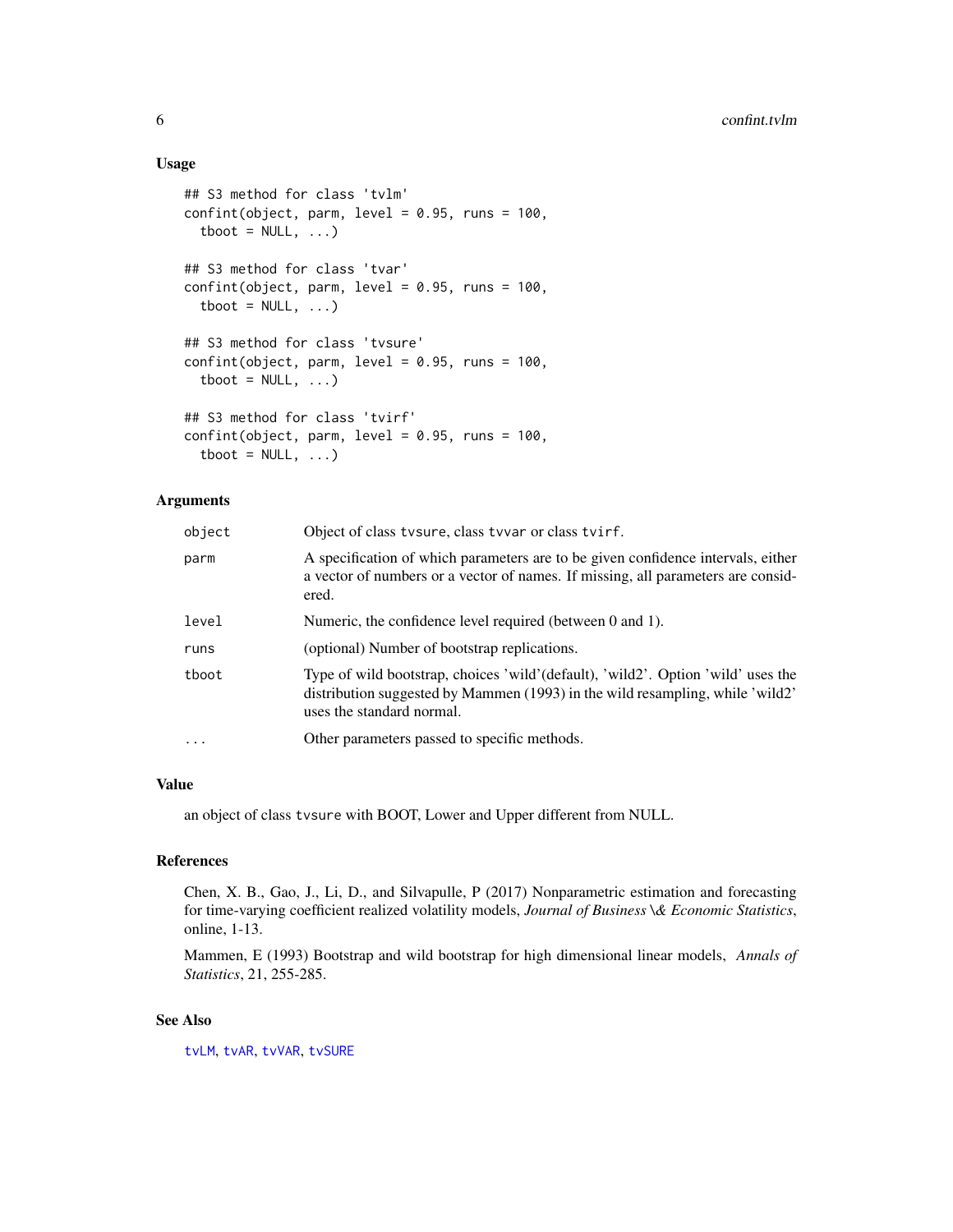## Usage

```
## S3 method for class 'tvlm'
confint(object, parm, level = 0.95, runs = 100,
  tboot = NULL, ...)

## S3 method for class 'tvar'
confint(object, parm, level = 0.95, runs = 100,
  tboot = NULL, ...)

## S3 method for class 'tvsure'
confint(object, parm, level = 0.95, runs = 100,
  tboot = NULL, ...)

## S3 method for class 'tvirf'
confint(object, parm, level = 0.95, runs = 100,
  tboot = NULL, ...)
```

## Arguments

| | |
|---|---|
| `object` | Object of class `tvsure`, class `tvvar` or class `tvirf`. |
| `parm` | A specification of which parameters are to be given confidence intervals, either a vector of numbers or a vector of names. If missing, all parameters are considered. |
| `level` | Numeric, the confidence level required (between 0 and 1). |
| `runs` | (optional) Number of bootstrap replications. |
| `tboot` | Type of wild bootstrap, choices 'wild'(default), 'wild2'. Option 'wild' uses the distribution suggested by Mammen (1993) in the wild resampling, while 'wild2' uses the standard normal. |
| `...` | Other parameters passed to specific methods. |

## Value

an object of class `tvsure` with BOOT, Lower and Upper different from NULL.

## References

Chen, X. B., Gao, J., Li, D., and Silvapulle, P (2017) Nonparametric estimation and forecasting for time-varying coefficient realized volatility models, *Journal of Business \& Economic Statistics*, online, 1-13.

Mammen, E (1993) Bootstrap and wild bootstrap for high dimensional linear models, *Annals of Statistics*, 21, 255-285.

## See Also

`tvLM`, `tvAR`, `tvVAR`, `tvSURE`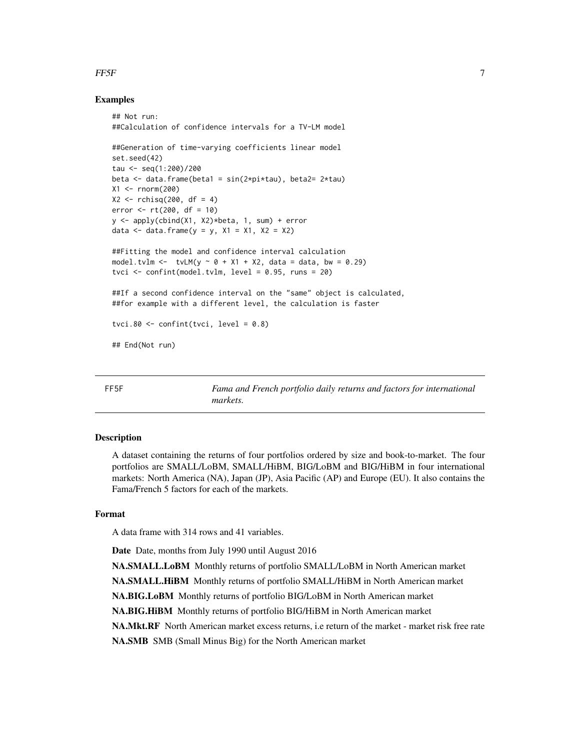### Examples

```
## Not run:
##Calculation of confidence intervals for a TV-LM model

##Generation of time-varying coefficients linear model
set.seed(42)
tau <- seq(1:200)/200
beta <- data.frame(beta1 = sin(2*pi*tau), beta2= 2*tau)
X1 <- rnorm(200)
X2 <- rchisq(200, df = 4)
error <- rt(200, df = 10)
y <- apply(cbind(X1, X2)*beta, 1, sum) + error
data <- data.frame(y = y, X1 = X1, X2 = X2)

##Fitting the model and confidence interval calculation
model.tvlm <-  tvLM(y ~ 0 + X1 + X2, data = data, bw = 0.29)
tvci <- confint(model.tvlm, level = 0.95, runs = 20)

##If a second confidence interval on the "same" object is calculated,
##for example with a different level, the calculation is faster

tvci.80 <- confint(tvci, level = 0.8)

## End(Not run)
```

---

## FF5F — *Fama and French portfolio daily returns and factors for international markets.*

---

### Description

A dataset containing the returns of four portfolios ordered by size and book-to-market. The four portfolios are SMALL/LoBM, SMALL/HiBM, BIG/LoBM and BIG/HiBM in four international markets: North America (NA), Japan (JP), Asia Pacific (AP) and Europe (EU). It also contains the Fama/French 5 factors for each of the markets.

### Format

A data frame with 314 rows and 41 variables.

**Date** Date, months from July 1990 until August 2016

**NA.SMALL.LoBM** Monthly returns of portfolio SMALL/LoBM in North American market

**NA.SMALL.HiBM** Monthly returns of portfolio SMALL/HiBM in North American market

**NA.BIG.LoBM** Monthly returns of portfolio BIG/LoBM in North American market

**NA.BIG.HiBM** Monthly returns of portfolio BIG/HiBM in North American market

**NA.Mkt.RF** North American market excess returns, i.e return of the market - market risk free rate

**NA.SMB** SMB (Small Minus Big) for the North American market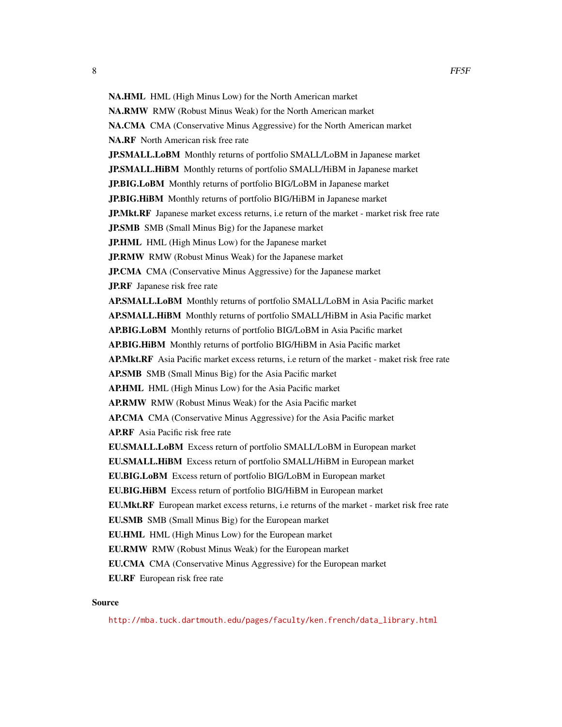**NA.HML** HML (High Minus Low) for the North American market

**NA.RMW** RMW (Robust Minus Weak) for the North American market

**NA.CMA** CMA (Conservative Minus Aggressive) for the North American market

**NA.RF** North American risk free rate

**JP.SMALL.LoBM** Monthly returns of portfolio SMALL/LoBM in Japanese market

**JP.SMALL.HiBM** Monthly returns of portfolio SMALL/HiBM in Japanese market

**JP.BIG.LoBM** Monthly returns of portfolio BIG/LoBM in Japanese market

**JP.BIG.HiBM** Monthly returns of portfolio BIG/HiBM in Japanese market

**JP.Mkt.RF** Japanese market excess returns, i.e return of the market - market risk free rate

**JP.SMB** SMB (Small Minus Big) for the Japanese market

**JP.HML** HML (High Minus Low) for the Japanese market

**JP.RMW** RMW (Robust Minus Weak) for the Japanese market

**JP.CMA** CMA (Conservative Minus Aggressive) for the Japanese market

**JP.RF** Japanese risk free rate

**AP.SMALL.LoBM** Monthly returns of portfolio SMALL/LoBM in Asia Pacific market

**AP.SMALL.HiBM** Monthly returns of portfolio SMALL/HiBM in Asia Pacific market

**AP.BIG.LoBM** Monthly returns of portfolio BIG/LoBM in Asia Pacific market

**AP.BIG.HiBM** Monthly returns of portfolio BIG/HiBM in Asia Pacific market

**AP.Mkt.RF** Asia Pacific market excess returns, i.e return of the market - maket risk free rate

**AP.SMB** SMB (Small Minus Big) for the Asia Pacific market

**AP.HML** HML (High Minus Low) for the Asia Pacific market

**AP.RMW** RMW (Robust Minus Weak) for the Asia Pacific market

**AP.CMA** CMA (Conservative Minus Aggressive) for the Asia Pacific market

**AP.RF** Asia Pacific risk free rate

**EU.SMALL.LoBM** Excess return of portfolio SMALL/LoBM in European market

**EU.SMALL.HiBM** Excess return of portfolio SMALL/HiBM in European market

**EU.BIG.LoBM** Excess return of portfolio BIG/LoBM in European market

**EU.BIG.HiBM** Excess return of portfolio BIG/HiBM in European market

**EU.Mkt.RF** European market excess returns, i.e returns of the market - market risk free rate

**EU.SMB** SMB (Small Minus Big) for the European market

**EU.HML** HML (High Minus Low) for the European market

**EU.RMW** RMW (Robust Minus Weak) for the European market

**EU.CMA** CMA (Conservative Minus Aggressive) for the European market

**EU.RF** European risk free rate

## Source

http://mba.tuck.dartmouth.edu/pages/faculty/ken.french/data_library.html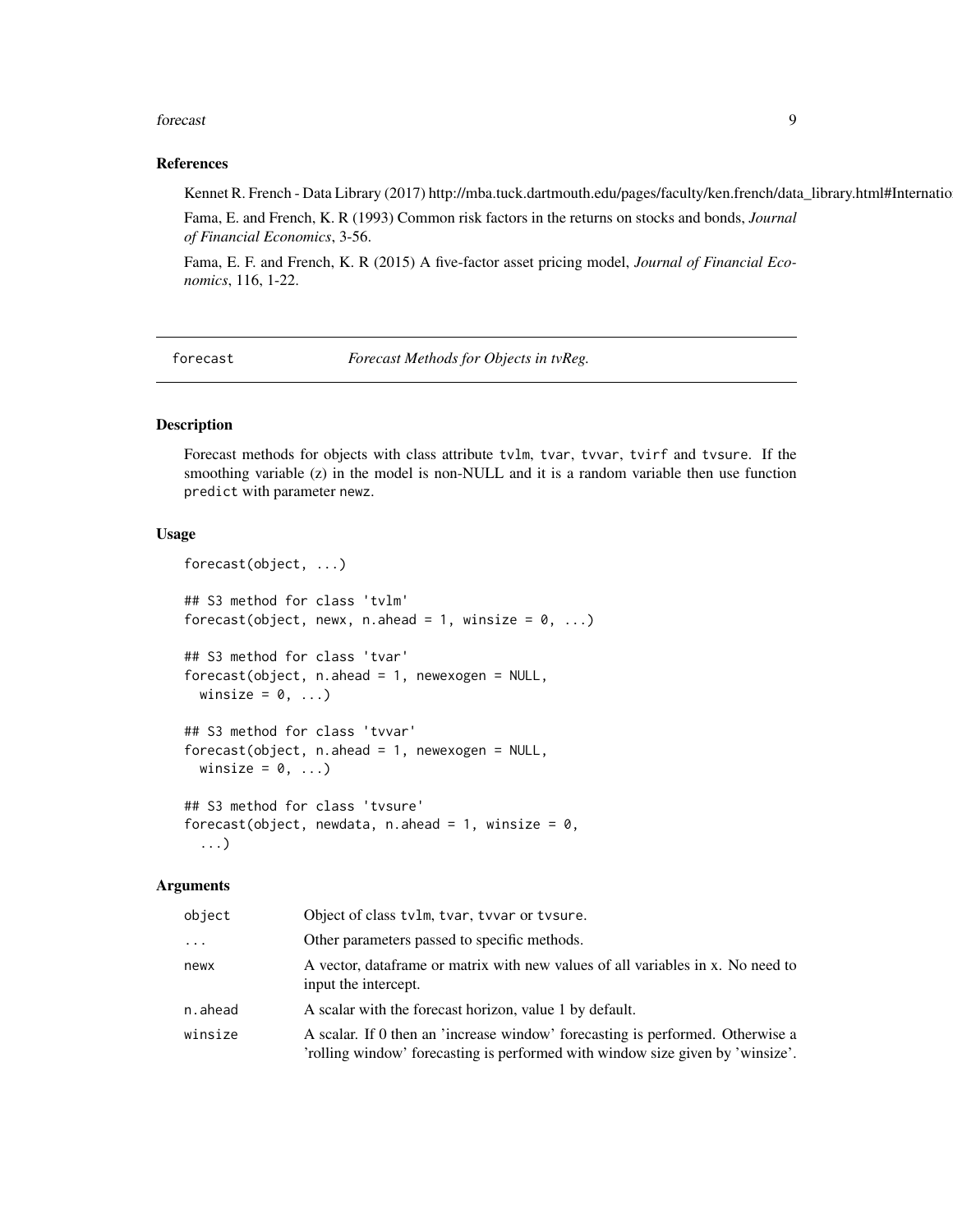### References

Kennet R. French - Data Library (2017) http://mba.tuck.dartmouth.edu/pages/faculty/ken.french/data_library.html#Internatio

Fama, E. and French, K. R (1993) Common risk factors in the returns on stocks and bonds, *Journal of Financial Economics*, 3-56.

Fama, E. F. and French, K. R (2015) A five-factor asset pricing model, *Journal of Financial Economics*, 116, 1-22.

---

## forecast — *Forecast Methods for Objects in tvReg.*

---

### Description

Forecast methods for objects with class attribute tvlm, tvar, tvvar, tvirf and tvsure. If the smoothing variable (z) in the model is non-NULL and it is a random variable then use function predict with parameter newz.

### Usage

```
forecast(object, ...)

## S3 method for class 'tvlm'
forecast(object, newx, n.ahead = 1, winsize = 0, ...)

## S3 method for class 'tvar'
forecast(object, n.ahead = 1, newexogen = NULL,
  winsize = 0, ...)

## S3 method for class 'tvvar'
forecast(object, n.ahead = 1, newexogen = NULL,
  winsize = 0, ...)

## S3 method for class 'tvsure'
forecast(object, newdata, n.ahead = 1, winsize = 0,
  ...)
```

### Arguments

| | |
|---|---|
| object | Object of class tvlm, tvar, tvvar or tvsure. |
| ... | Other parameters passed to specific methods. |
| newx | A vector, dataframe or matrix with new values of all variables in x. No need to input the intercept. |
| n.ahead | A scalar with the forecast horizon, value 1 by default. |
| winsize | A scalar. If 0 then an 'increase window' forecasting is performed. Otherwise a 'rolling window' forecasting is performed with window size given by 'winsize'. |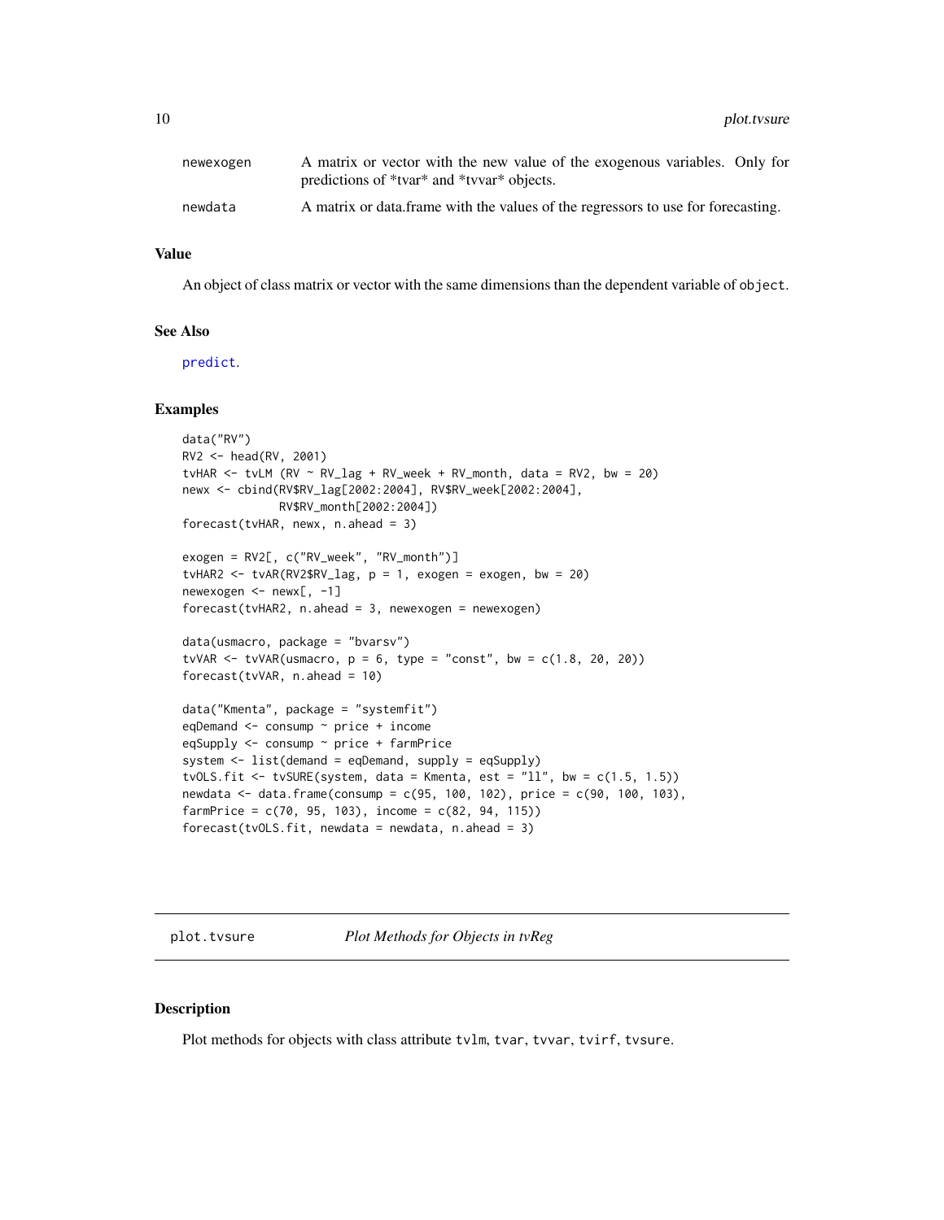| | |
|---|---|
| newexogen | A matrix or vector with the new value of the exogenous variables. Only for predictions of *tvar* and *tvvar* objects. |
| newdata | A matrix or data.frame with the values of the regressors to use for forecasting. |

### Value

An object of class matrix or vector with the same dimensions than the dependent variable of `object`.

### See Also

`predict`.

### Examples

```
data("RV")
RV2 <- head(RV, 2001)
tvHAR <- tvLM (RV ~ RV_lag + RV_week + RV_month, data = RV2, bw = 20)
newx <- cbind(RV$RV_lag[2002:2004], RV$RV_week[2002:2004],
              RV$RV_month[2002:2004])
forecast(tvHAR, newx, n.ahead = 3)

exogen = RV2[, c("RV_week", "RV_month")]
tvHAR2 <- tvAR(RV2$RV_lag, p = 1, exogen = exogen, bw = 20)
newexogen <- newx[, -1]
forecast(tvHAR2, n.ahead = 3, newexogen = newexogen)

data(usmacro, package = "bvarsv")
tvVAR <- tvVAR(usmacro, p = 6, type = "const", bw = c(1.8, 20, 20))
forecast(tvVAR, n.ahead = 10)

data("Kmenta", package = "systemfit")
eqDemand <- consump ~ price + income
eqSupply <- consump ~ price + farmPrice
system <- list(demand = eqDemand, supply = eqSupply)
tvOLS.fit <- tvSURE(system, data = Kmenta, est = "ll", bw = c(1.5, 1.5))
newdata <- data.frame(consump = c(95, 100, 102), price = c(90, 100, 103),
farmPrice = c(70, 95, 103), income = c(82, 94, 115))
forecast(tvOLS.fit, newdata = newdata, n.ahead = 3)
```

---

## plot.tvsure — *Plot Methods for Objects in tvReg*

### Description

Plot methods for objects with class attribute `tvlm`, `tvar`, `tvvar`, `tvirf`, `tvsure`.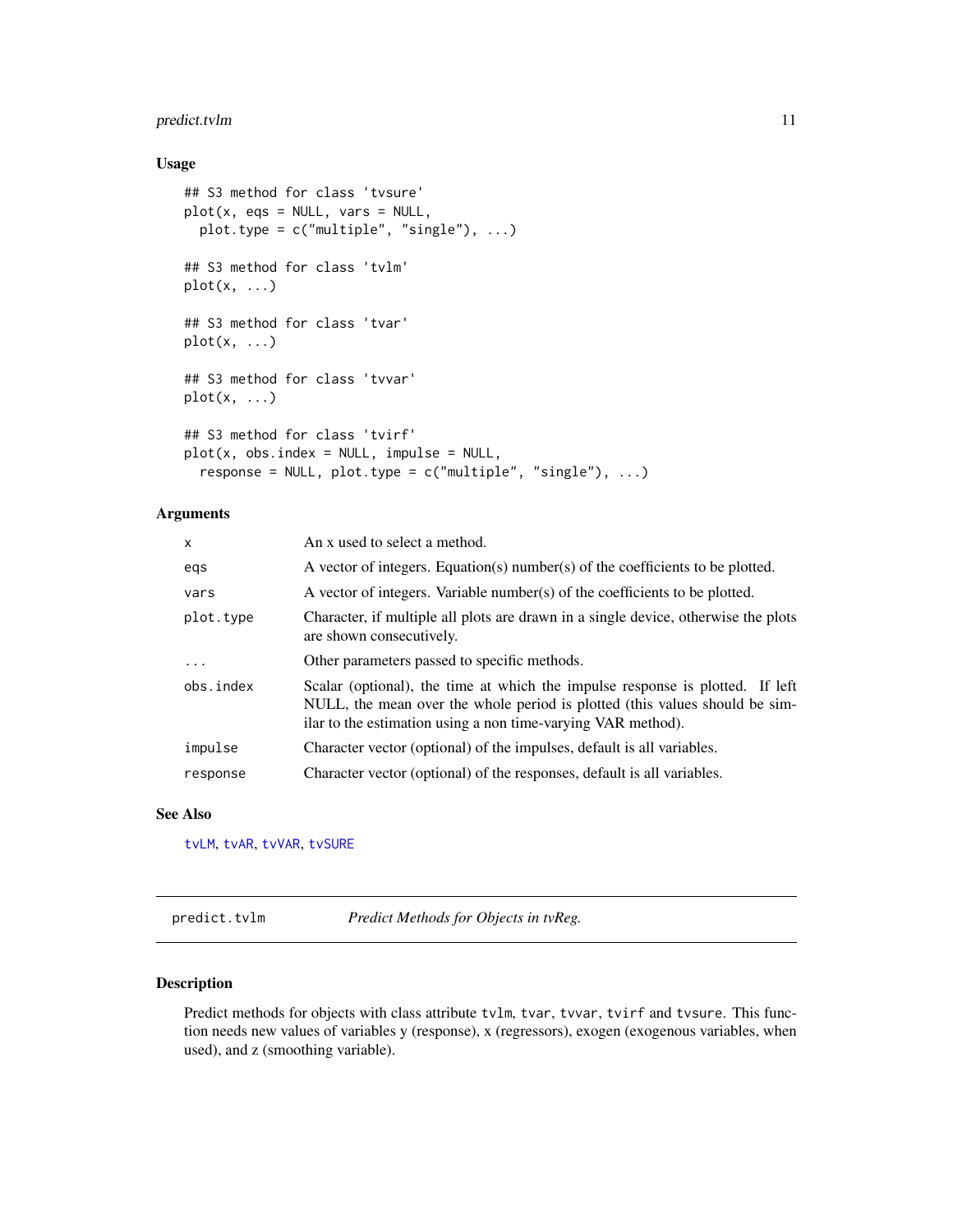## Usage

```
## S3 method for class 'tvsure'
plot(x, eqs = NULL, vars = NULL,
  plot.type = c("multiple", "single"), ...)

## S3 method for class 'tvlm'
plot(x, ...)

## S3 method for class 'tvar'
plot(x, ...)

## S3 method for class 'tvvar'
plot(x, ...)

## S3 method for class 'tvirf'
plot(x, obs.index = NULL, impulse = NULL,
  response = NULL, plot.type = c("multiple", "single"), ...)
```

## Arguments

| | |
|---|---|
| `x` | An x used to select a method. |
| `eqs` | A vector of integers. Equation(s) number(s) of the coefficients to be plotted. |
| `vars` | A vector of integers. Variable number(s) of the coefficients to be plotted. |
| `plot.type` | Character, if multiple all plots are drawn in a single device, otherwise the plots are shown consecutively. |
| `...` | Other parameters passed to specific methods. |
| `obs.index` | Scalar (optional), the time at which the impulse response is plotted. If left NULL, the mean over the whole period is plotted (this values should be similar to the estimation using a non time-varying VAR method). |
| `impulse` | Character vector (optional) of the impulses, default is all variables. |
| `response` | Character vector (optional) of the responses, default is all variables. |

## See Also

tvLM, tvAR, tvVAR, tvSURE

---

# predict.tvlm — *Predict Methods for Objects in tvReg.*

## Description

Predict methods for objects with class attribute `tvlm`, `tvar`, `tvvar`, `tvirf` and `tvsure`. This function needs new values of variables y (response), x (regressors), exogen (exogenous variables, when used), and z (smoothing variable).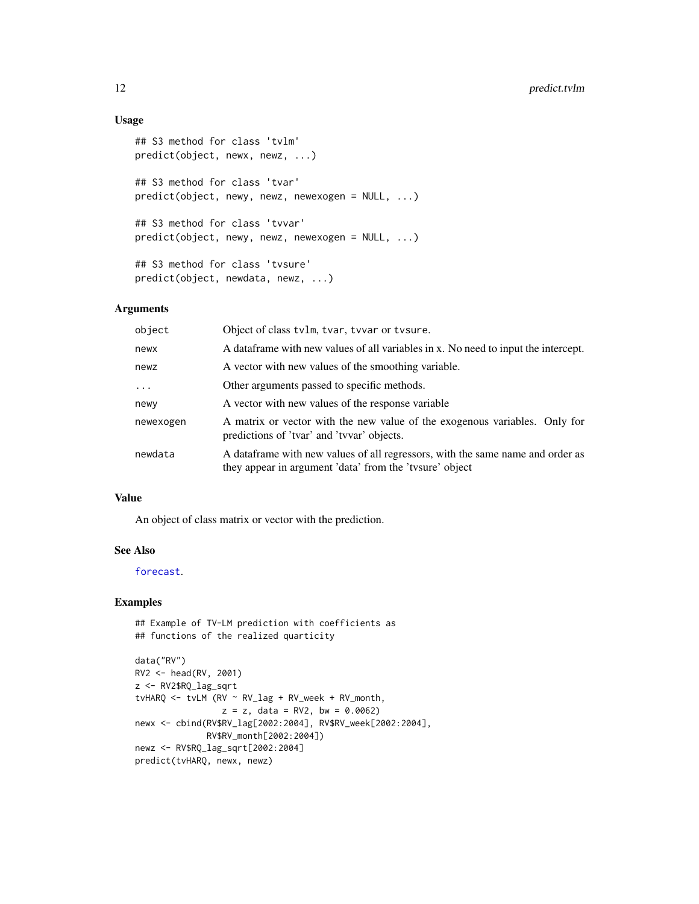### Usage

```
## S3 method for class 'tvlm'
predict(object, newx, newz, ...)

## S3 method for class 'tvar'
predict(object, newy, newz, newexogen = NULL, ...)

## S3 method for class 'tvvar'
predict(object, newy, newz, newexogen = NULL, ...)

## S3 method for class 'tvsure'
predict(object, newdata, newz, ...)
```

### Arguments

| | |
|---|---|
| `object` | Object of class `tvlm`, `tvar`, `tvvar` or `tvsure`. |
| `newx` | A dataframe with new values of all variables in x. No need to input the intercept. |
| `newz` | A vector with new values of the smoothing variable. |
| `...` | Other arguments passed to specific methods. |
| `newy` | A vector with new values of the response variable |
| `newexogen` | A matrix or vector with the new value of the exogenous variables. Only for predictions of 'tvar' and 'tvvar' objects. |
| `newdata` | A dataframe with new values of all regressors, with the same name and order as they appear in argument 'data' from the 'tvsure' object |

### Value

An object of class matrix or vector with the prediction.

### See Also

`forecast`.

### Examples

```
## Example of TV-LM prediction with coefficients as
## functions of the realized quarticity

data("RV")
RV2 <- head(RV, 2001)
z <- RV2$RQ_lag_sqrt
tvHARQ <- tvLM (RV ~ RV_lag + RV_week + RV_month,
                z = z, data = RV2, bw = 0.0062)
newx <- cbind(RV$RV_lag[2002:2004], RV$RV_week[2002:2004],
              RV$RV_month[2002:2004])
newz <- RV$RQ_lag_sqrt[2002:2004]
predict(tvHARQ, newx, newz)
```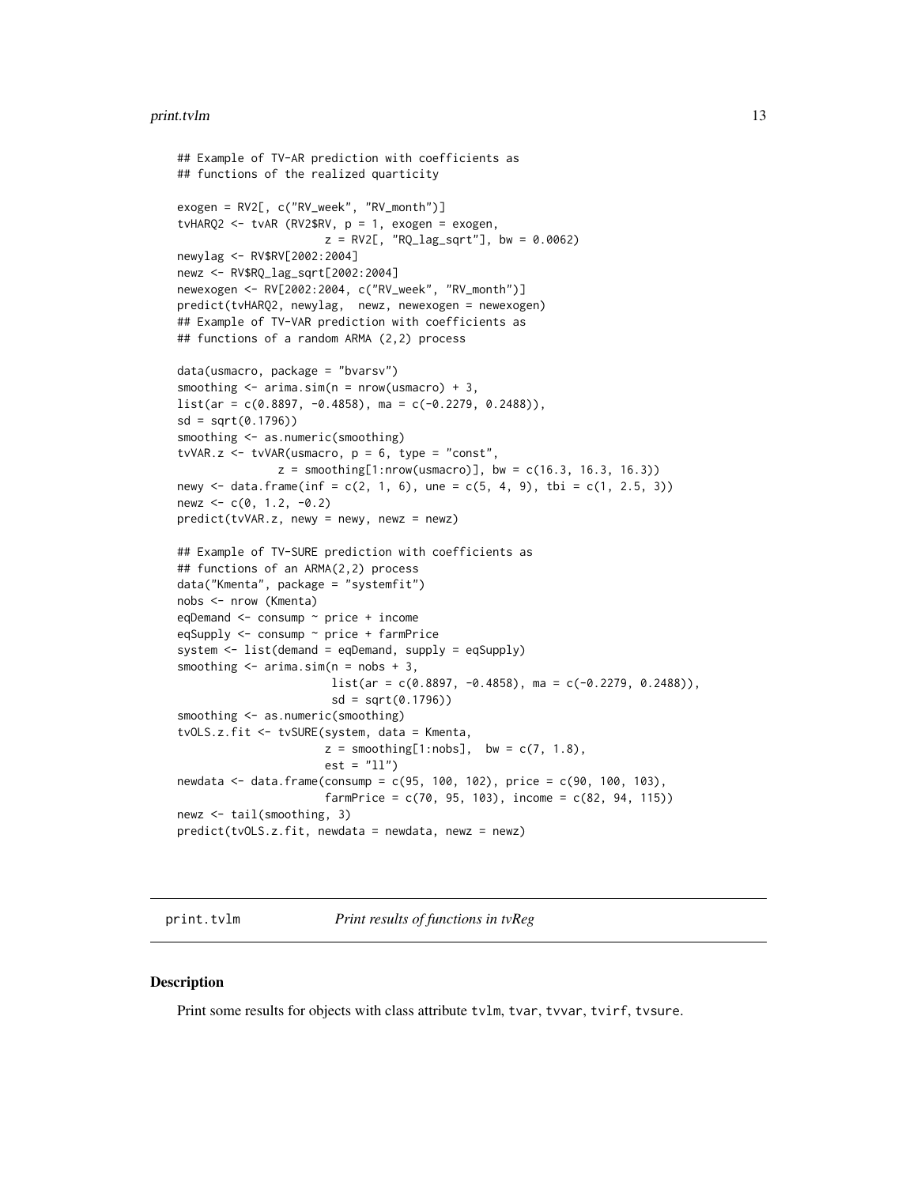```
## Example of TV-AR prediction with coefficients as
## functions of the realized quarticity

exogen = RV2[, c("RV_week", "RV_month")]
tvHARQ2 <- tvAR (RV2$RV, p = 1, exogen = exogen,
                       z = RV2[, "RQ_lag_sqrt"], bw = 0.0062)
newylag <- RV$RV[2002:2004]
newz <- RV$RQ_lag_sqrt[2002:2004]
newexogen <- RV[2002:2004, c("RV_week", "RV_month")]
predict(tvHARQ2, newylag,  newz, newexogen = newexogen)
## Example of TV-VAR prediction with coefficients as
## functions of a random ARMA (2,2) process

data(usmacro, package = "bvarsv")
smoothing <- arima.sim(n = nrow(usmacro) + 3,
list(ar = c(0.8897, -0.4858), ma = c(-0.2279, 0.2488)),
sd = sqrt(0.1796))
smoothing <- as.numeric(smoothing)
tvVAR.z <- tvVAR(usmacro, p = 6, type = "const",
               z = smoothing[1:nrow(usmacro)], bw = c(16.3, 16.3, 16.3))
newy <- data.frame(inf = c(2, 1, 6), une = c(5, 4, 9), tbi = c(1, 2.5, 3))
newz <- c(0, 1.2, -0.2)
predict(tvVAR.z, newy = newy, newz = newz)

## Example of TV-SURE prediction with coefficients as
## functions of an ARMA(2,2) process
data("Kmenta", package = "systemfit")
nobs <- nrow (Kmenta)
eqDemand <- consump ~ price + income
eqSupply <- consump ~ price + farmPrice
system <- list(demand = eqDemand, supply = eqSupply)
smoothing <- arima.sim(n = nobs + 3,
                        list(ar = c(0.8897, -0.4858), ma = c(-0.2279, 0.2488)),
                        sd = sqrt(0.1796))
smoothing <- as.numeric(smoothing)
tvOLS.z.fit <- tvSURE(system, data = Kmenta,
                       z = smoothing[1:nobs],  bw = c(7, 1.8),
                       est = "ll")
newdata <- data.frame(consump = c(95, 100, 102), price = c(90, 100, 103),
                       farmPrice = c(70, 95, 103), income = c(82, 94, 115))
newz <- tail(smoothing, 3)
predict(tvOLS.z.fit, newdata = newdata, newz = newz)
```

## print.tvlm — *Print results of functions in tvReg*

### Description

Print some results for objects with class attribute tvlm, tvar, tvvar, tvirf, tvsure.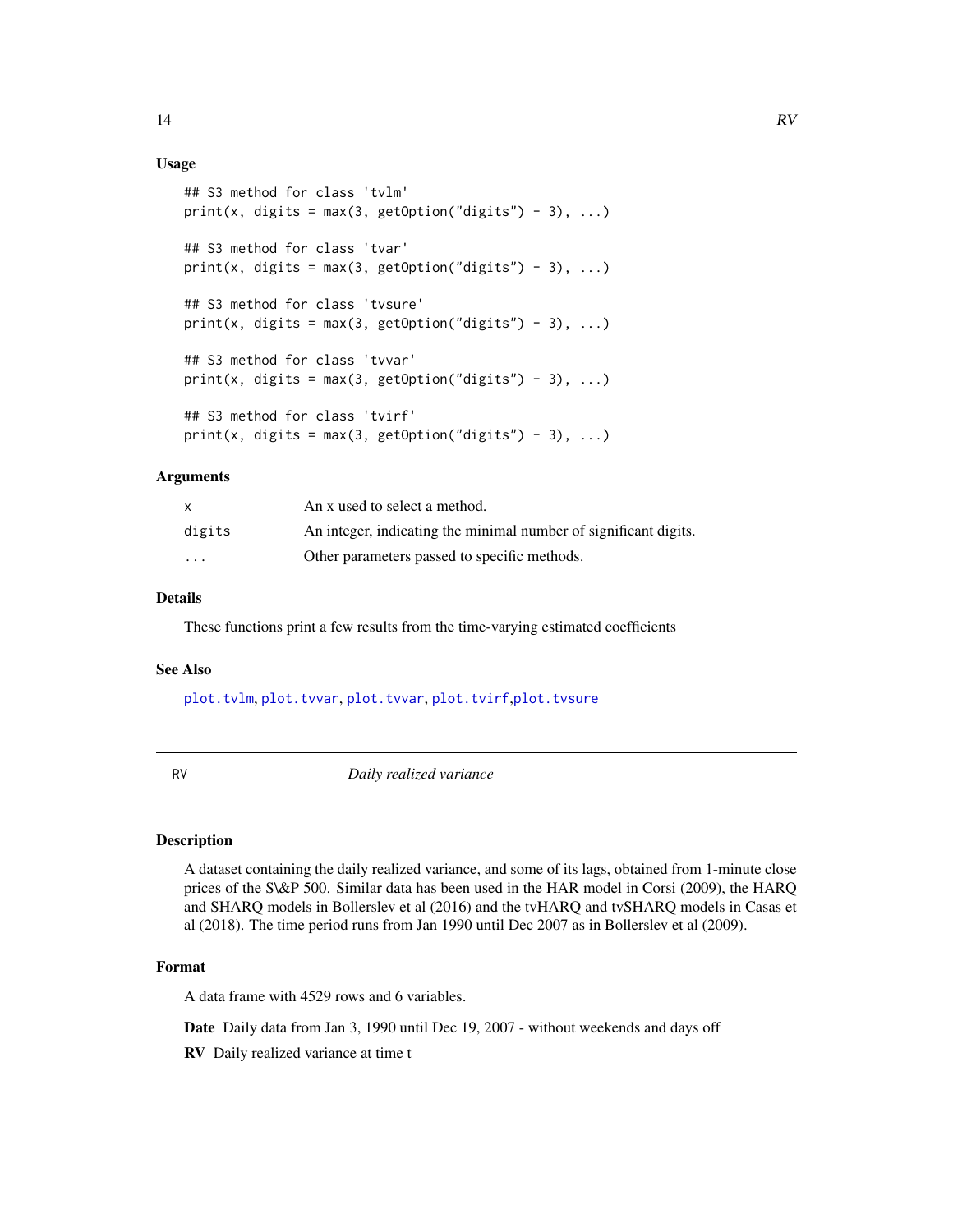### Usage

```
## S3 method for class 'tvlm'
print(x, digits = max(3, getOption("digits") - 3), ...)

## S3 method for class 'tvar'
print(x, digits = max(3, getOption("digits") - 3), ...)

## S3 method for class 'tvsure'
print(x, digits = max(3, getOption("digits") - 3), ...)

## S3 method for class 'tvvar'
print(x, digits = max(3, getOption("digits") - 3), ...)

## S3 method for class 'tvirf'
print(x, digits = max(3, getOption("digits") - 3), ...)
```

### Arguments

| | |
|---|---|
| `x` | An x used to select a method. |
| `digits` | An integer, indicating the minimal number of significant digits. |
| `...` | Other parameters passed to specific methods. |

### Details

These functions print a few results from the time-varying estimated coefficients

### See Also

`plot.tvlm`, `plot.tvvar`, `plot.tvvar`, `plot.tvirf`, `plot.tvsure`

---

## RV — *Daily realized variance*

### Description

A dataset containing the daily realized variance, and some of its lags, obtained from 1-minute close prices of the S\&P 500. Similar data has been used in the HAR model in Corsi (2009), the HARQ and SHARQ models in Bollerslev et al (2016) and the tvHARQ and tvSHARQ models in Casas et al (2018). The time period runs from Jan 1990 until Dec 2007 as in Bollerslev et al (2009).

### Format

A data frame with 4529 rows and 6 variables.

**Date** Daily data from Jan 3, 1990 until Dec 19, 2007 - without weekends and days off

**RV** Daily realized variance at time t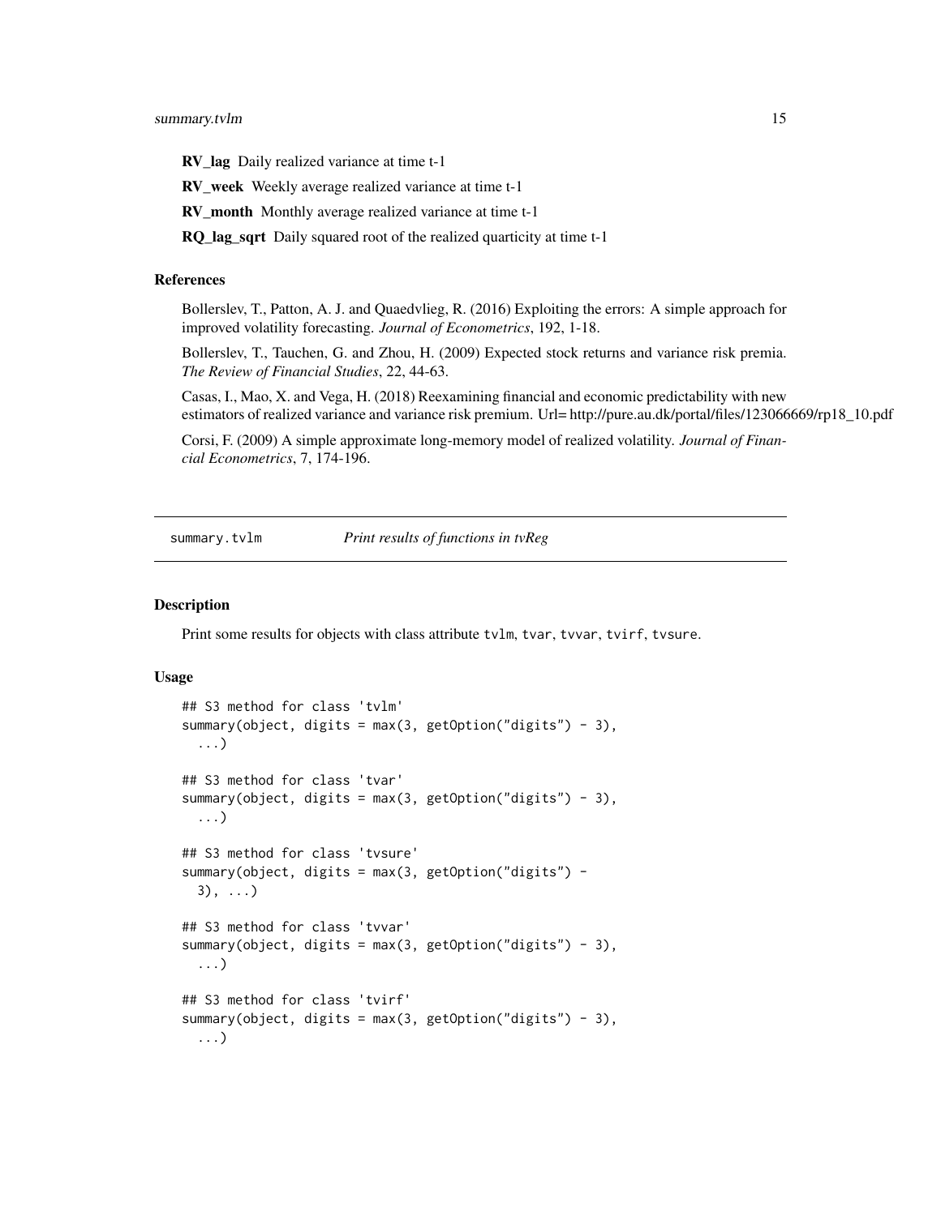**RV_lag** Daily realized variance at time t-1

**RV_week** Weekly average realized variance at time t-1

**RV_month** Monthly average realized variance at time t-1

**RQ_lag_sqrt** Daily squared root of the realized quarticity at time t-1

### References

Bollerslev, T., Patton, A. J. and Quaedvlieg, R. (2016) Exploiting the errors: A simple approach for improved volatility forecasting. *Journal of Econometrics*, 192, 1-18.

Bollerslev, T., Tauchen, G. and Zhou, H. (2009) Expected stock returns and variance risk premia. *The Review of Financial Studies*, 22, 44-63.

Casas, I., Mao, X. and Vega, H. (2018) Reexamining financial and economic predictability with new estimators of realized variance and variance risk premium. Url= http://pure.au.dk/portal/files/123066669/rp18_10.pdf

Corsi, F. (2009) A simple approximate long-memory model of realized volatility. *Journal of Financial Econometrics*, 7, 174-196.

---

## summary.tvlm — *Print results of functions in tvReg*

### Description

Print some results for objects with class attribute `tvlm`, `tvar`, `tvvar`, `tvirf`, `tvsure`.

### Usage

```
## S3 method for class 'tvlm'
summary(object, digits = max(3, getOption("digits") - 3),
  ...)

## S3 method for class 'tvar'
summary(object, digits = max(3, getOption("digits") - 3),
  ...)

## S3 method for class 'tvsure'
summary(object, digits = max(3, getOption("digits") -
  3), ...)

## S3 method for class 'tvvar'
summary(object, digits = max(3, getOption("digits") - 3),
  ...)

## S3 method for class 'tvirf'
summary(object, digits = max(3, getOption("digits") - 3),
  ...)
```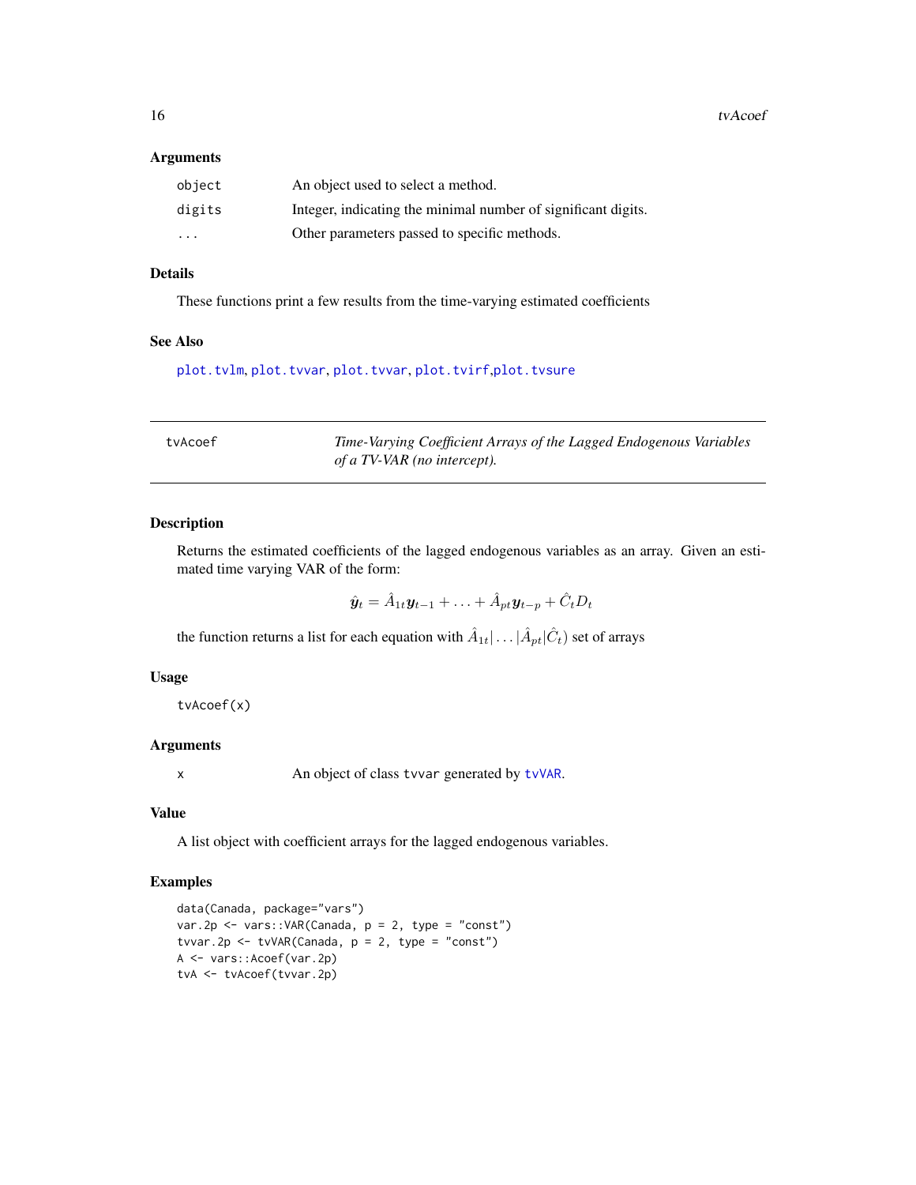### Arguments

| | |
|---|---|
| object | An object used to select a method. |
| digits | Integer, indicating the minimal number of significant digits. |
| ... | Other parameters passed to specific methods. |

### Details

These functions print a few results from the time-varying estimated coefficients

### See Also

plot.tvlm, plot.tvvar, plot.tvvar, plot.tvirf,plot.tvsure

---

## tvAcoef — *Time-Varying Coefficient Arrays of the Lagged Endogenous Variables of a TV-VAR (no intercept).*

### Description

Returns the estimated coefficients of the lagged endogenous variables as an array. Given an estimated time varying VAR of the form:

$$\hat{\boldsymbol{y}}_t = \hat{A}_{1t}\boldsymbol{y}_{t-1} + \ldots + \hat{A}_{pt}\boldsymbol{y}_{t-p} + \hat{C}_t D_t$$

the function returns a list for each equation with $\hat{A}_{1t}| \ldots |\hat{A}_{pt}|\hat{C}_t)$ set of arrays

### Usage

```
tvAcoef(x)
```

### Arguments

| | |
|---|---|
| x | An object of class tvvar generated by tvVAR. |

### Value

A list object with coefficient arrays for the lagged endogenous variables.

### Examples

```
data(Canada, package="vars")
var.2p <- vars::VAR(Canada, p = 2, type = "const")
tvvar.2p <- tvVAR(Canada, p = 2, type = "const")
A <- vars::Acoef(var.2p)
tvA <- tvAcoef(tvvar.2p)
```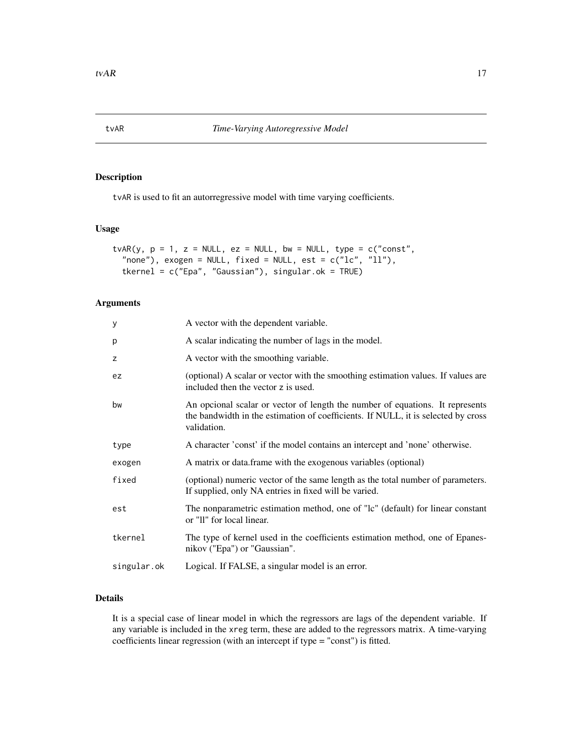tvAR *Time-Varying Autoregressive Model*

## Description

tvAR is used to fit an autorregressive model with time varying coefficients.

## Usage

```
tvAR(y, p = 1, z = NULL, ez = NULL, bw = NULL, type = c("const",
  "none"), exogen = NULL, fixed = NULL, est = c("lc", "ll"),
  tkernel = c("Epa", "Gaussian"), singular.ok = TRUE)
```

## Arguments

| | |
|---|---|
| y | A vector with the dependent variable. |
| p | A scalar indicating the number of lags in the model. |
| z | A vector with the smoothing variable. |
| ez | (optional) A scalar or vector with the smoothing estimation values. If values are included then the vector z is used. |
| bw | An opcional scalar or vector of length the number of equations. It represents the bandwidth in the estimation of coefficients. If NULL, it is selected by cross validation. |
| type | A character 'const' if the model contains an intercept and 'none' otherwise. |
| exogen | A matrix or data.frame with the exogenous variables (optional) |
| fixed | (optional) numeric vector of the same length as the total number of parameters. If supplied, only NA entries in fixed will be varied. |
| est | The nonparametric estimation method, one of "lc" (default) for linear constant or "ll" for local linear. |
| tkernel | The type of kernel used in the coefficients estimation method, one of Epanesnikov ("Epa") or "Gaussian". |
| singular.ok | Logical. If FALSE, a singular model is an error. |

## Details

It is a special case of linear model in which the regressors are lags of the dependent variable. If any variable is included in the xreg term, these are added to the regressors matrix. A time-varying coefficients linear regression (with an intercept if type = "const") is fitted.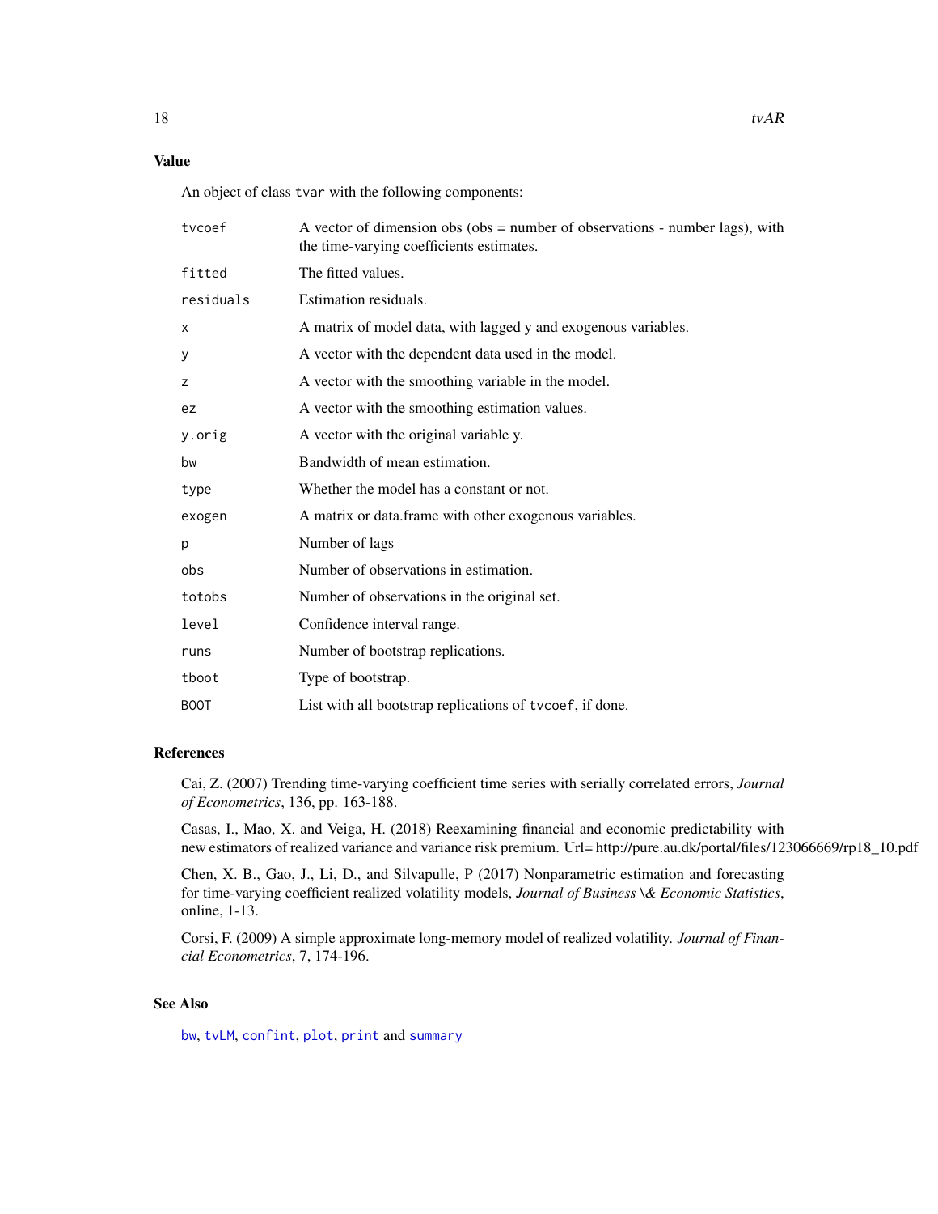## Value

An object of class `tvar` with the following components:

| | |
|---|---|
| `tvcoef` | A vector of dimension obs (obs = number of observations - number lags), with the time-varying coefficients estimates. |
| `fitted` | The fitted values. |
| `residuals` | Estimation residuals. |
| `x` | A matrix of model data, with lagged y and exogenous variables. |
| `y` | A vector with the dependent data used in the model. |
| `z` | A vector with the smoothing variable in the model. |
| `ez` | A vector with the smoothing estimation values. |
| `y.orig` | A vector with the original variable y. |
| `bw` | Bandwidth of mean estimation. |
| `type` | Whether the model has a constant or not. |
| `exogen` | A matrix or data.frame with other exogenous variables. |
| `p` | Number of lags |
| `obs` | Number of observations in estimation. |
| `totobs` | Number of observations in the original set. |
| `level` | Confidence interval range. |
| `runs` | Number of bootstrap replications. |
| `tboot` | Type of bootstrap. |
| `BOOT` | List with all bootstrap replications of `tvcoef`, if done. |

## References

Cai, Z. (2007) Trending time-varying coefficient time series with serially correlated errors, *Journal of Econometrics*, 136, pp. 163-188.

Casas, I., Mao, X. and Veiga, H. (2018) Reexamining financial and economic predictability with new estimators of realized variance and variance risk premium. Url= http://pure.au.dk/portal/files/123066669/rp18_10.pdf

Chen, X. B., Gao, J., Li, D., and Silvapulle, P (2017) Nonparametric estimation and forecasting for time-varying coefficient realized volatility models, *Journal of Business \& Economic Statistics*, online, 1-13.

Corsi, F. (2009) A simple approximate long-memory model of realized volatility. *Journal of Financial Econometrics*, 7, 174-196.

## See Also

`bw`, `tvLM`, `confint`, `plot`, `print` and `summary`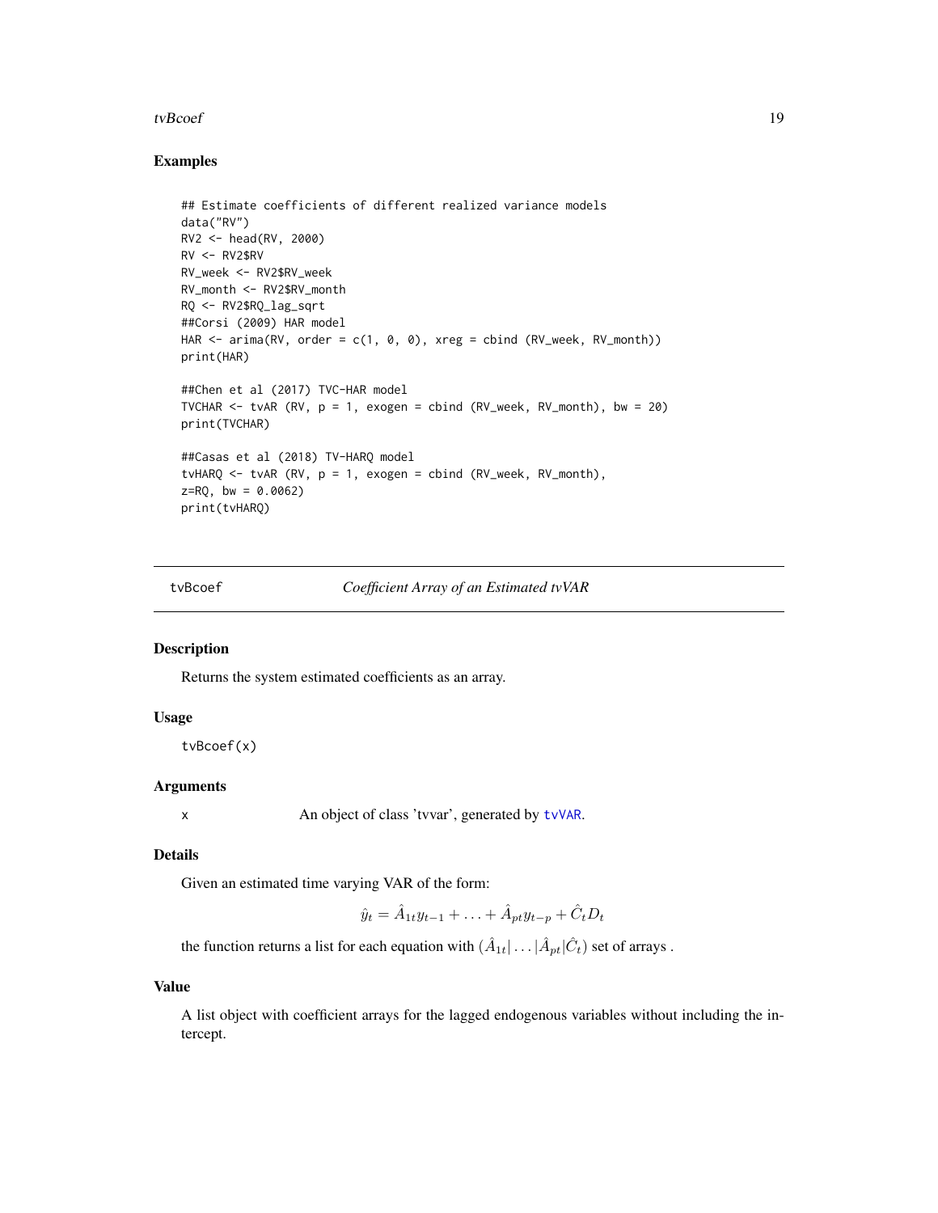## Examples

```
## Estimate coefficients of different realized variance models
data("RV")
RV2 <- head(RV, 2000)
RV <- RV2$RV
RV_week <- RV2$RV_week
RV_month <- RV2$RV_month
RQ <- RV2$RQ_lag_sqrt
##Corsi (2009) HAR model
HAR <- arima(RV, order = c(1, 0, 0), xreg = cbind (RV_week, RV_month))
print(HAR)

##Chen et al (2017) TVC-HAR model
TVCHAR <- tvAR (RV, p = 1, exogen = cbind (RV_week, RV_month), bw = 20)
print(TVCHAR)

##Casas et al (2018) TV-HARQ model
tvHARQ <- tvAR (RV, p = 1, exogen = cbind (RV_week, RV_month),
z=RQ, bw = 0.0062)
print(tvHARQ)
```

---

# tvBcoef — *Coefficient Array of an Estimated tvVAR*

### Description

Returns the system estimated coefficients as an array.

### Usage

```
tvBcoef(x)
```

### Arguments

x — An object of class 'tvvar', generated by `tvVAR`.

### Details

Given an estimated time varying VAR of the form:

$$\hat{y}_t = \hat{A}_{1t} y_{t-1} + \ldots + \hat{A}_{pt} y_{t-p} + \hat{C}_t D_t$$

the function returns a list for each equation with $(\hat{A}_{1t}| \ldots |\hat{A}_{pt}|\hat{C}_t)$ set of arrays .

### Value

A list object with coefficient arrays for the lagged endogenous variables without including the intercept.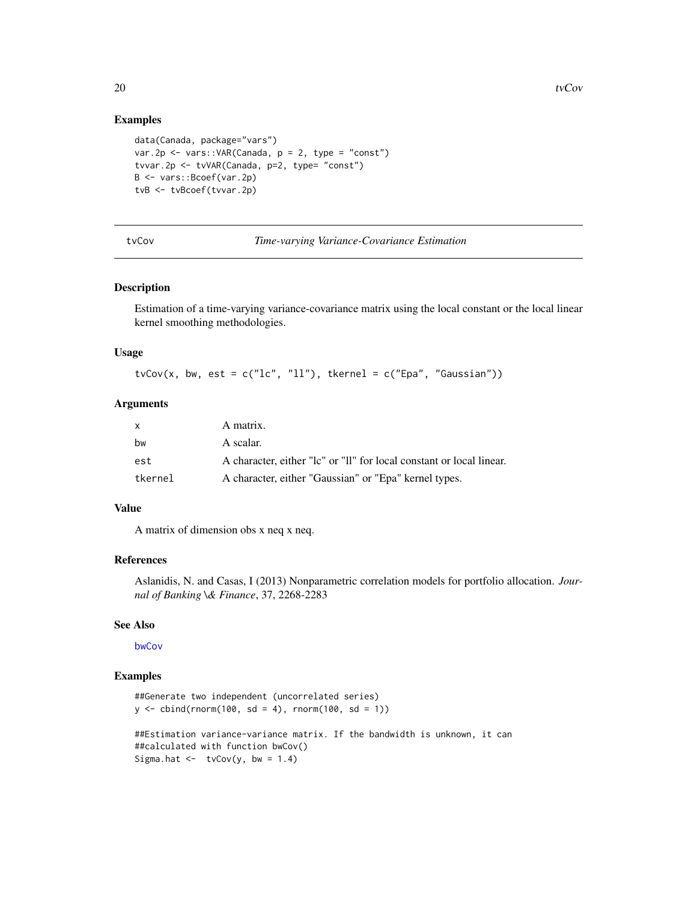## Examples

```
data(Canada, package="vars")
var.2p <- vars::VAR(Canada, p = 2, type = "const")
tvvar.2p <- tvVAR(Canada, p=2, type= "const")
B <- vars::Bcoef(var.2p)
tvB <- tvBcoef(tvvar.2p)
```

---

# tvCov — *Time-varying Variance-Covariance Estimation*

## Description

Estimation of a time-varying variance-covariance matrix using the local constant or the local linear kernel smoothing methodologies.

## Usage

```
tvCov(x, bw, est = c("lc", "ll"), tkernel = c("Epa", "Gaussian"))
```

## Arguments

| | |
|---|---|
| x | A matrix. |
| bw | A scalar. |
| est | A character, either "lc" or "ll" for local constant or local linear. |
| tkernel | A character, either "Gaussian" or "Epa" kernel types. |

## Value

A matrix of dimension obs x neq x neq.

## References

Aslanidis, N. and Casas, I (2013) Nonparametric correlation models for portfolio allocation. *Journal of Banking \& Finance*, 37, 2268-2283

## See Also

bwCov

## Examples

```
##Generate two independent (uncorrelated series)
y <- cbind(rnorm(100, sd = 4), rnorm(100, sd = 1))

##Estimation variance-variance matrix. If the bandwidth is unknown, it can
##calculated with function bwCov()
Sigma.hat <-  tvCov(y, bw = 1.4)
```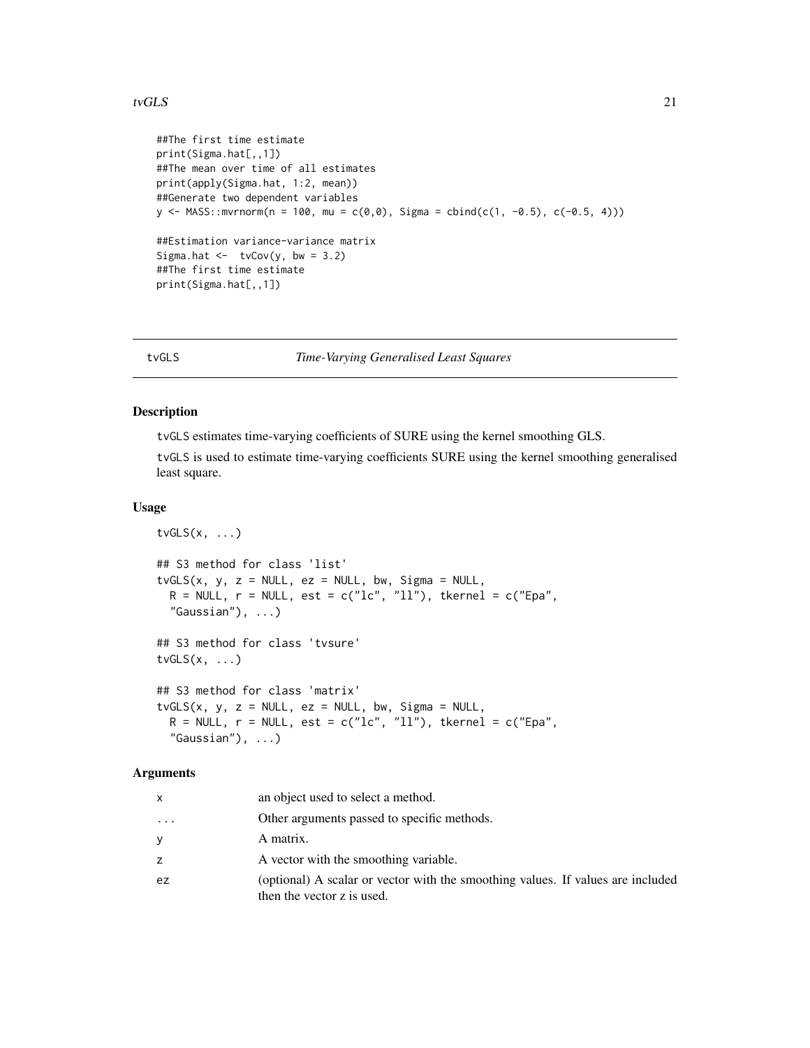```
##The first time estimate
print(Sigma.hat[,,1])
##The mean over time of all estimates
print(apply(Sigma.hat, 1:2, mean))
##Generate two dependent variables
y <- MASS::mvrnorm(n = 100, mu = c(0,0), Sigma = cbind(c(1, -0.5), c(-0.5, 4)))

##Estimation variance-variance matrix
Sigma.hat <-  tvCov(y, bw = 3.2)
##The first time estimate
print(Sigma.hat[,,1])
```

## tvGLS — *Time-Varying Generalised Least Squares*

### Description

tvGLS estimates time-varying coefficients of SURE using the kernel smoothing GLS.

tvGLS is used to estimate time-varying coefficients SURE using the kernel smoothing generalised least square.

### Usage

```
tvGLS(x, ...)

## S3 method for class 'list'
tvGLS(x, y, z = NULL, ez = NULL, bw, Sigma = NULL,
  R = NULL, r = NULL, est = c("lc", "ll"), tkernel = c("Epa",
  "Gaussian"), ...)

## S3 method for class 'tvsure'
tvGLS(x, ...)

## S3 method for class 'matrix'
tvGLS(x, y, z = NULL, ez = NULL, bw, Sigma = NULL,
  R = NULL, r = NULL, est = c("lc", "ll"), tkernel = c("Epa",
  "Gaussian"), ...)
```

### Arguments

| | |
|---|---|
| x | an object used to select a method. |
| ... | Other arguments passed to specific methods. |
| y | A matrix. |
| z | A vector with the smoothing variable. |
| ez | (optional) A scalar or vector with the smoothing values. If values are included then the vector z is used. |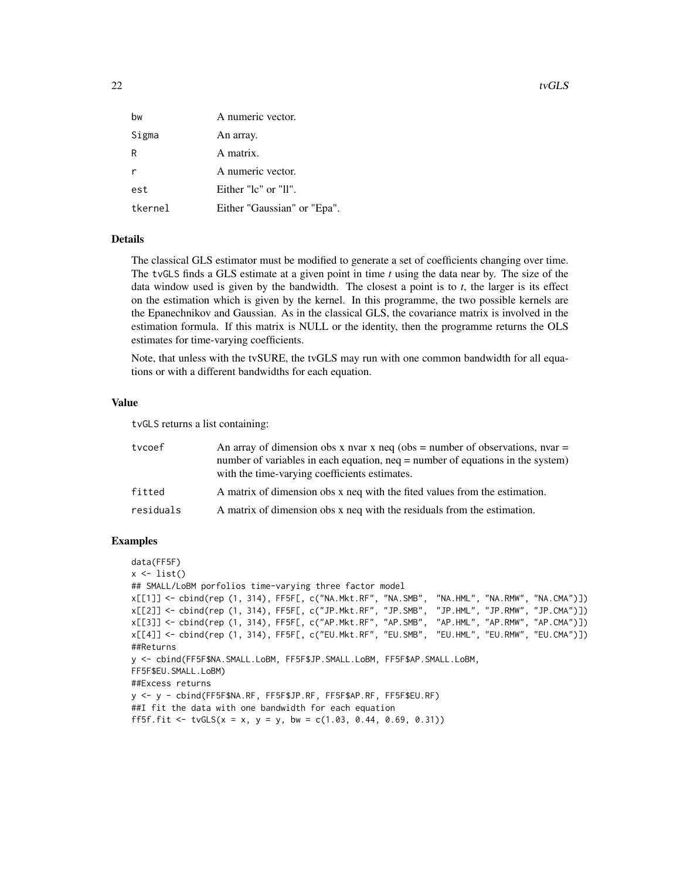| | |
|---|---|
| bw | A numeric vector. |
| Sigma | An array. |
| R | A matrix. |
| r | A numeric vector. |
| est | Either "lc" or "ll". |
| tkernel | Either "Gaussian" or "Epa". |

## Details

The classical GLS estimator must be modified to generate a set of coefficients changing over time. The tvGLS finds a GLS estimate at a given point in time *t* using the data near by. The size of the data window used is given by the bandwidth. The closest a point is to *t*, the larger is its effect on the estimation which is given by the kernel. In this programme, the two possible kernels are the Epanechnikov and Gaussian. As in the classical GLS, the covariance matrix is involved in the estimation formula. If this matrix is NULL or the identity, then the programme returns the OLS estimates for time-varying coefficients.

Note, that unless with the tvSURE, the tvGLS may run with one common bandwidth for all equations or with a different bandwidths for each equation.

## Value

tvGLS returns a list containing:

| | |
|---|---|
| tvcoef | An array of dimension obs x nvar x neq (obs = number of observations, nvar = number of variables in each equation, neq = number of equations in the system) with the time-varying coefficients estimates. |
| fitted | A matrix of dimension obs x neq with the fited values from the estimation. |
| residuals | A matrix of dimension obs x neq with the residuals from the estimation. |

## Examples

```
data(FF5F)
x <- list()
## SMALL/LoBM porfolios time-varying three factor model
x[[1]] <- cbind(rep (1, 314), FF5F[, c("NA.Mkt.RF", "NA.SMB",  "NA.HML", "NA.RMW", "NA.CMA")])
x[[2]] <- cbind(rep (1, 314), FF5F[, c("JP.Mkt.RF", "JP.SMB",  "JP.HML", "JP.RMW", "JP.CMA")])
x[[3]] <- cbind(rep (1, 314), FF5F[, c("AP.Mkt.RF", "AP.SMB",  "AP.HML", "AP.RMW", "AP.CMA")])
x[[4]] <- cbind(rep (1, 314), FF5F[, c("EU.Mkt.RF", "EU.SMB",  "EU.HML", "EU.RMW", "EU.CMA")])
##Returns
y <- cbind(FF5F$NA.SMALL.LoBM, FF5F$JP.SMALL.LoBM, FF5F$AP.SMALL.LoBM,
FF5F$EU.SMALL.LoBM)
##Excess returns
y <- y - cbind(FF5F$NA.RF, FF5F$JP.RF, FF5F$AP.RF, FF5F$EU.RF)
##I fit the data with one bandwidth for each equation
ff5f.fit <- tvGLS(x = x, y = y, bw = c(1.03, 0.44, 0.69, 0.31))
```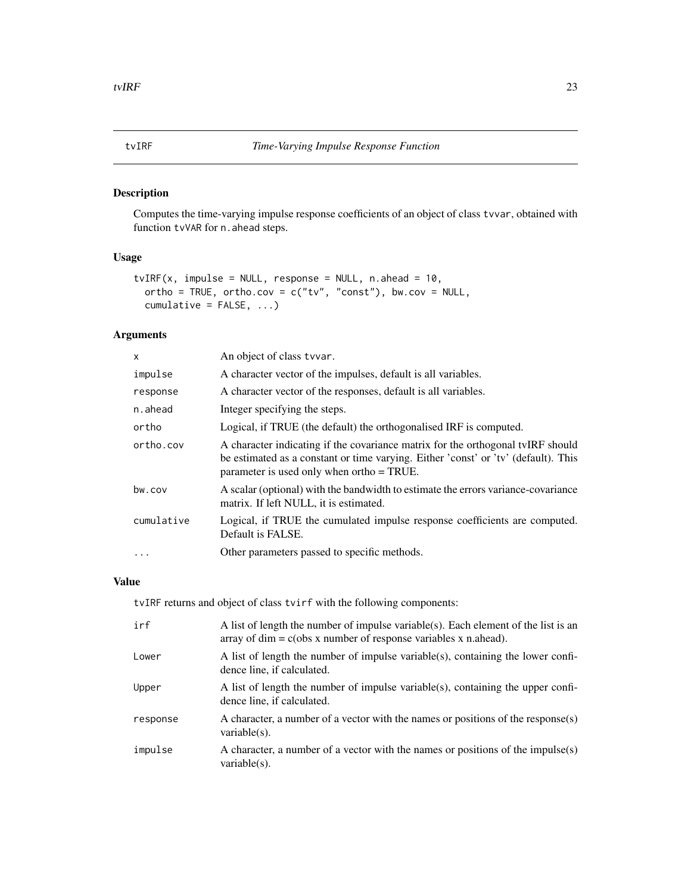## tvIRF — *Time-Varying Impulse Response Function*

### Description

Computes the time-varying impulse response coefficients of an object of class `tvvar`, obtained with function `tvVAR` for `n.ahead` steps.

### Usage

```
tvIRF(x, impulse = NULL, response = NULL, n.ahead = 10,
  ortho = TRUE, ortho.cov = c("tv", "const"), bw.cov = NULL,
  cumulative = FALSE, ...)
```

### Arguments

| | |
|---|---|
| `x` | An object of class `tvvar`. |
| `impulse` | A character vector of the impulses, default is all variables. |
| `response` | A character vector of the responses, default is all variables. |
| `n.ahead` | Integer specifying the steps. |
| `ortho` | Logical, if TRUE (the default) the orthogonalised IRF is computed. |
| `ortho.cov` | A character indicating if the covariance matrix for the orthogonal tvIRF should be estimated as a constant or time varying. Either 'const' or 'tv' (default). This parameter is used only when ortho = TRUE. |
| `bw.cov` | A scalar (optional) with the bandwidth to estimate the errors variance-covariance matrix. If left NULL, it is estimated. |
| `cumulative` | Logical, if TRUE the cumulated impulse response coefficients are computed. Default is FALSE. |
| `...` | Other parameters passed to specific methods. |

### Value

`tvIRF` returns and object of class `tvirf` with the following components:

| | |
|---|---|
| `irf` | A list of length the number of impulse variable(s). Each element of the list is an array of dim = c(obs x number of response variables x n.ahead). |
| `Lower` | A list of length the number of impulse variable(s), containing the lower confidence line, if calculated. |
| `Upper` | A list of length the number of impulse variable(s), containing the upper confidence line, if calculated. |
| `response` | A character, a number of a vector with the names or positions of the response(s) variable(s). |
| `impulse` | A character, a number of a vector with the names or positions of the impulse(s) variable(s). |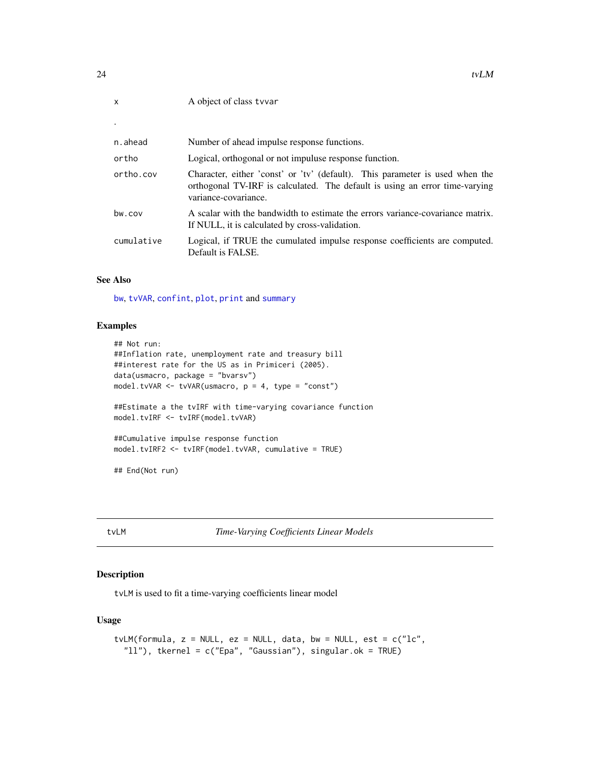| | |
|---|---|
| x | A object of class tvvar |
| . | |
| n.ahead | Number of ahead impulse response functions. |
| ortho | Logical, orthogonal or not impuluse response function. |
| ortho.cov | Character, either 'const' or 'tv' (default). This parameter is used when the orthogonal TV-IRF is calculated. The default is using an error time-varying variance-covariance. |
| bw.cov | A scalar with the bandwidth to estimate the errors variance-covariance matrix. If NULL, it is calculated by cross-validation. |
| cumulative | Logical, if TRUE the cumulated impulse response coefficients are computed. Default is FALSE. |

### See Also

bw, tvVAR, confint, plot, print and summary

### Examples

```
## Not run:
##Inflation rate, unemployment rate and treasury bill
##interest rate for the US as in Primiceri (2005).
data(usmacro, package = "bvarsv")
model.tvVAR <- tvVAR(usmacro, p = 4, type = "const")

##Estimate a the tvIRF with time-varying covariance function
model.tvIRF <- tvIRF(model.tvVAR)

##Cumulative impulse response function
model.tvIRF2 <- tvIRF(model.tvVAR, cumulative = TRUE)

## End(Not run)
```

## tvLM — *Time-Varying Coefficients Linear Models*

### Description

tvLM is used to fit a time-varying coefficients linear model

### Usage

```
tvLM(formula, z = NULL, ez = NULL, data, bw = NULL, est = c("lc",
  "ll"), tkernel = c("Epa", "Gaussian"), singular.ok = TRUE)
```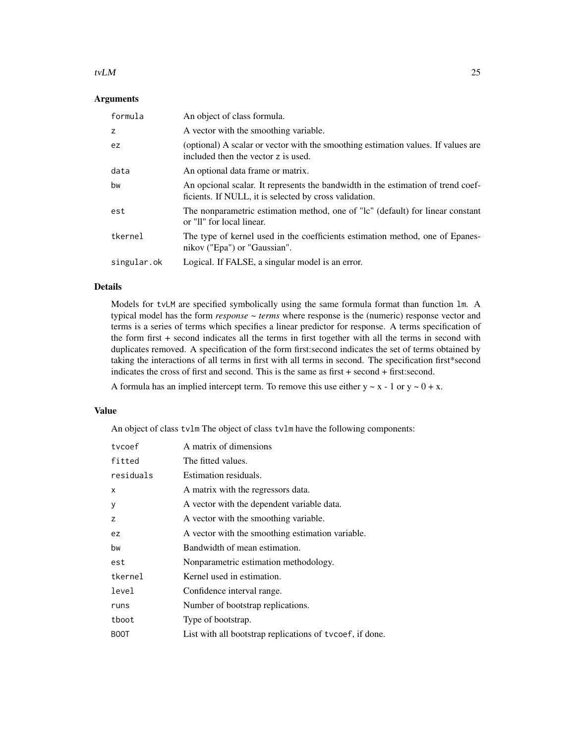## Arguments

| | |
|---|---|
| `formula` | An object of class formula. |
| `z` | A vector with the smoothing variable. |
| `ez` | (optional) A scalar or vector with the smoothing estimation values. If values are included then the vector `z` is used. |
| `data` | An optional data frame or matrix. |
| `bw` | An opcional scalar. It represents the bandwidth in the estimation of trend coefficients. If NULL, it is selected by cross validation. |
| `est` | The nonparametric estimation method, one of "lc" (default) for linear constant or "ll" for local linear. |
| `tkernel` | The type of kernel used in the coefficients estimation method, one of Epanesnikov ("Epa") or "Gaussian". |
| `singular.ok` | Logical. If FALSE, a singular model is an error. |

## Details

Models for `tvLM` are specified symbolically using the same formula format than function `lm`. A typical model has the form *response ~ terms* where response is the (numeric) response vector and terms is a series of terms which specifies a linear predictor for response. A terms specification of the form first + second indicates all the terms in first together with all the terms in second with duplicates removed. A specification of the form first:second indicates the set of terms obtained by taking the interactions of all terms in first with all terms in second. The specification first*second indicates the cross of first and second. This is the same as first + second + first:second.

A formula has an implied intercept term. To remove this use either y ~ x - 1 or y ~ 0 + x.

## Value

An object of class `tvlm` The object of class `tvlm` have the following components:

| | |
|---|---|
| `tvcoef` | A matrix of dimensions |
| `fitted` | The fitted values. |
| `residuals` | Estimation residuals. |
| `x` | A matrix with the regressors data. |
| `y` | A vector with the dependent variable data. |
| `z` | A vector with the smoothing variable. |
| `ez` | A vector with the smoothing estimation variable. |
| `bw` | Bandwidth of mean estimation. |
| `est` | Nonparametric estimation methodology. |
| `tkernel` | Kernel used in estimation. |
| `level` | Confidence interval range. |
| `runs` | Number of bootstrap replications. |
| `tboot` | Type of bootstrap. |
| `BOOT` | List with all bootstrap replications of `tvcoef`, if done. |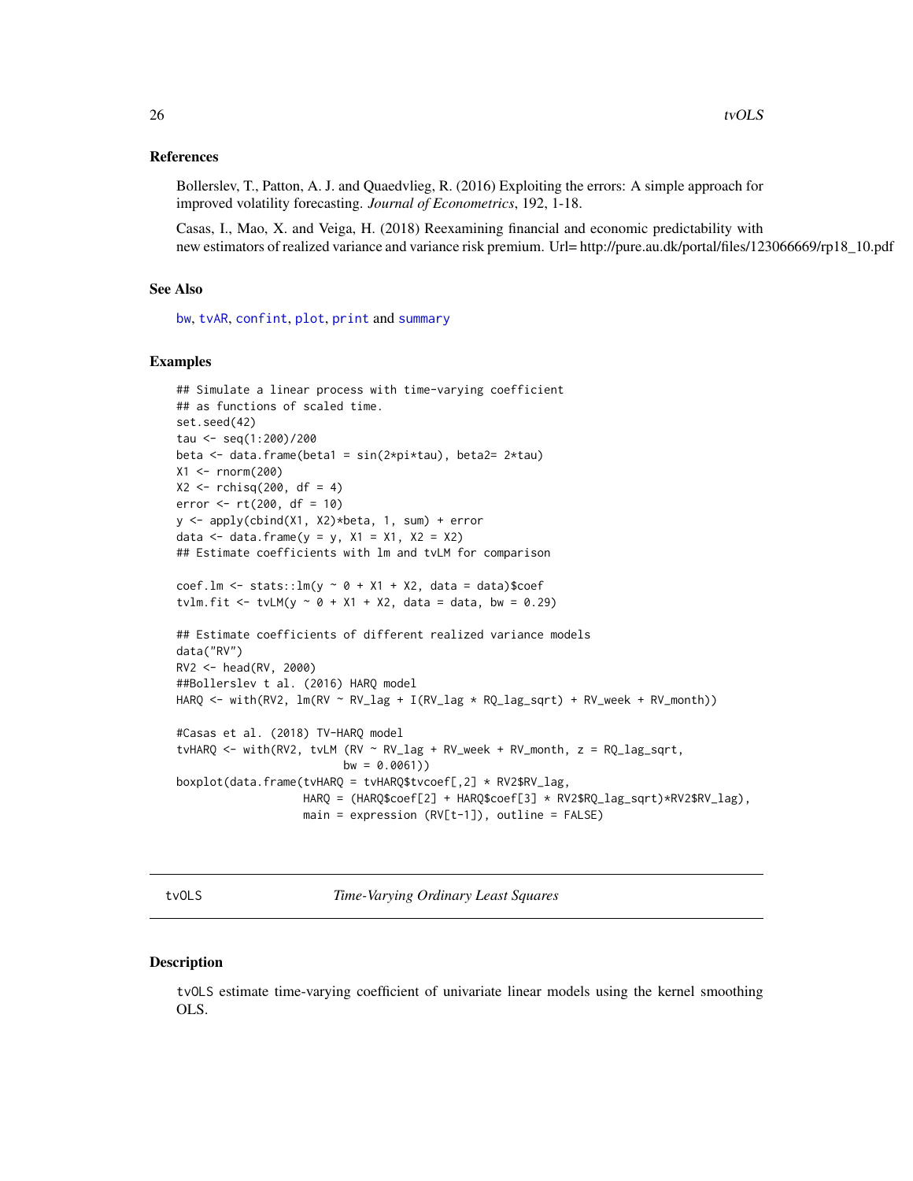### References

Bollerslev, T., Patton, A. J. and Quaedvlieg, R. (2016) Exploiting the errors: A simple approach for improved volatility forecasting. *Journal of Econometrics*, 192, 1-18.

Casas, I., Mao, X. and Veiga, H. (2018) Reexamining financial and economic predictability with new estimators of realized variance and variance risk premium. Url= http://pure.au.dk/portal/files/123066669/rp18_10.pdf

### See Also

bw, tvAR, confint, plot, print and summary

### Examples

```
## Simulate a linear process with time-varying coefficient
## as functions of scaled time.
set.seed(42)
tau <- seq(1:200)/200
beta <- data.frame(beta1 = sin(2*pi*tau), beta2= 2*tau)
X1 <- rnorm(200)
X2 <- rchisq(200, df = 4)
error <- rt(200, df = 10)
y <- apply(cbind(X1, X2)*beta, 1, sum) + error
data <- data.frame(y = y, X1 = X1, X2 = X2)
## Estimate coefficients with lm and tvLM for comparison

coef.lm <- stats::lm(y ~ 0 + X1 + X2, data = data)$coef
tvlm.fit <- tvLM(y ~ 0 + X1 + X2, data = data, bw = 0.29)

## Estimate coefficients of different realized variance models
data("RV")
RV2 <- head(RV, 2000)
##Bollerslev t al. (2016) HARQ model
HARQ <- with(RV2, lm(RV ~ RV_lag + I(RV_lag * RQ_lag_sqrt) + RV_week + RV_month))

#Casas et al. (2018) TV-HARQ model
tvHARQ <- with(RV2, tvLM (RV ~ RV_lag + RV_week + RV_month, z = RQ_lag_sqrt,
                          bw = 0.0061))
boxplot(data.frame(tvHARQ = tvHARQ$tvcoef[,2] * RV2$RV_lag,
                   HARQ = (HARQ$coef[2] + HARQ$coef[3] * RV2$RQ_lag_sqrt)*RV2$RV_lag),
                   main = expression (RV[t-1]), outline = FALSE)
```

## tvOLS — *Time-Varying Ordinary Least Squares*

### Description

tvOLS estimate time-varying coefficient of univariate linear models using the kernel smoothing OLS.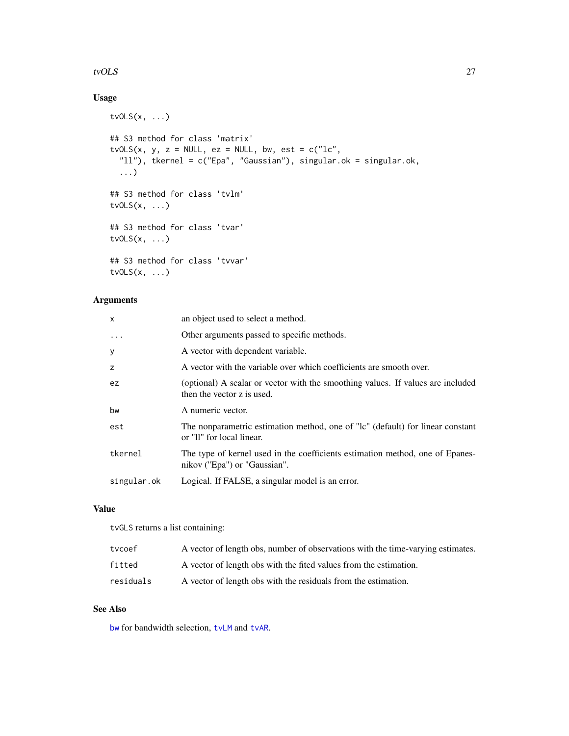## Usage

```
tvOLS(x, ...)

## S3 method for class 'matrix'
tvOLS(x, y, z = NULL, ez = NULL, bw, est = c("lc",
  "ll"), tkernel = c("Epa", "Gaussian"), singular.ok = singular.ok,
  ...)

## S3 method for class 'tvlm'
tvOLS(x, ...)

## S3 method for class 'tvar'
tvOLS(x, ...)

## S3 method for class 'tvvar'
tvOLS(x, ...)
```

## Arguments

| | |
|---|---|
| `x` | an object used to select a method. |
| `...` | Other arguments passed to specific methods. |
| `y` | A vector with dependent variable. |
| `z` | A vector with the variable over which coefficients are smooth over. |
| `ez` | (optional) A scalar or vector with the smoothing values. If values are included then the vector z is used. |
| `bw` | A numeric vector. |
| `est` | The nonparametric estimation method, one of "lc" (default) for linear constant or "ll" for local linear. |
| `tkernel` | The type of kernel used in the coefficients estimation method, one of Epanesnikov ("Epa") or "Gaussian". |
| `singular.ok` | Logical. If FALSE, a singular model is an error. |

## Value

`tvGLS` returns a list containing:

| | |
|---|---|
| `tvcoef` | A vector of length obs, number of observations with the time-varying estimates. |
| `fitted` | A vector of length obs with the fited values from the estimation. |
| `residuals` | A vector of length obs with the residuals from the estimation. |

## See Also

`bw` for bandwidth selection, `tvLM` and `tvAR`.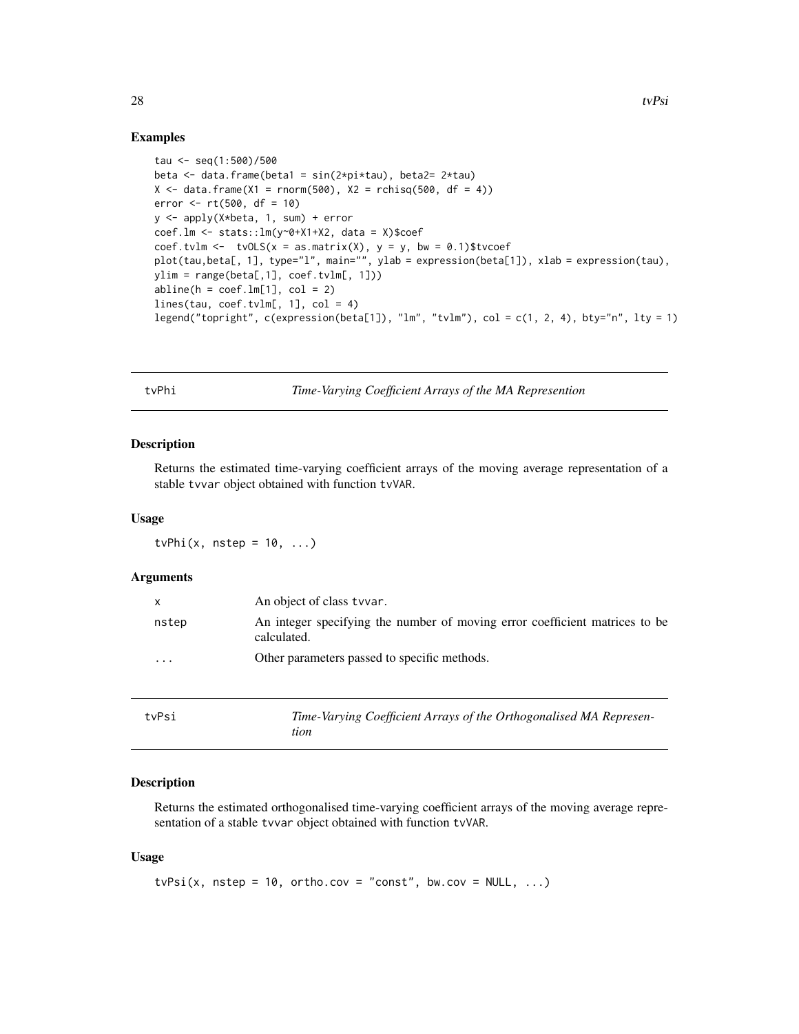## Examples

```
tau <- seq(1:500)/500
beta <- data.frame(beta1 = sin(2*pi*tau), beta2= 2*tau)
X <- data.frame(X1 = rnorm(500), X2 = rchisq(500, df = 4))
error <- rt(500, df = 10)
y <- apply(X*beta, 1, sum) + error
coef.lm <- stats::lm(y~0+X1+X2, data = X)$coef
coef.tvlm <-  tvOLS(x = as.matrix(X), y = y, bw = 0.1)$tvcoef
plot(tau,beta[, 1], type="l", main="", ylab = expression(beta[1]), xlab = expression(tau),
ylim = range(beta[,1], coef.tvlm[, 1]))
abline(h = coef.lm[1], col = 2)
lines(tau, coef.tvlm[, 1], col = 4)
legend("topright", c(expression(beta[1]), "lm", "tvlm"), col = c(1, 2, 4), bty="n", lty = 1)
```

---

# tvPhi — *Time-Varying Coefficient Arrays of the MA Represention*

## Description

Returns the estimated time-varying coefficient arrays of the moving average representation of a stable tvvar object obtained with function tvVAR.

## Usage

```
tvPhi(x, nstep = 10, ...)
```

## Arguments

| | |
|---|---|
| x | An object of class tvvar. |
| nstep | An integer specifying the number of moving error coefficient matrices to be calculated. |
| ... | Other parameters passed to specific methods. |

---

# tvPsi — *Time-Varying Coefficient Arrays of the Orthogonalised MA Represention*

## Description

Returns the estimated orthogonalised time-varying coefficient arrays of the moving average representation of a stable tvvar object obtained with function tvVAR.

## Usage

```
tvPsi(x, nstep = 10, ortho.cov = "const", bw.cov = NULL, ...)
```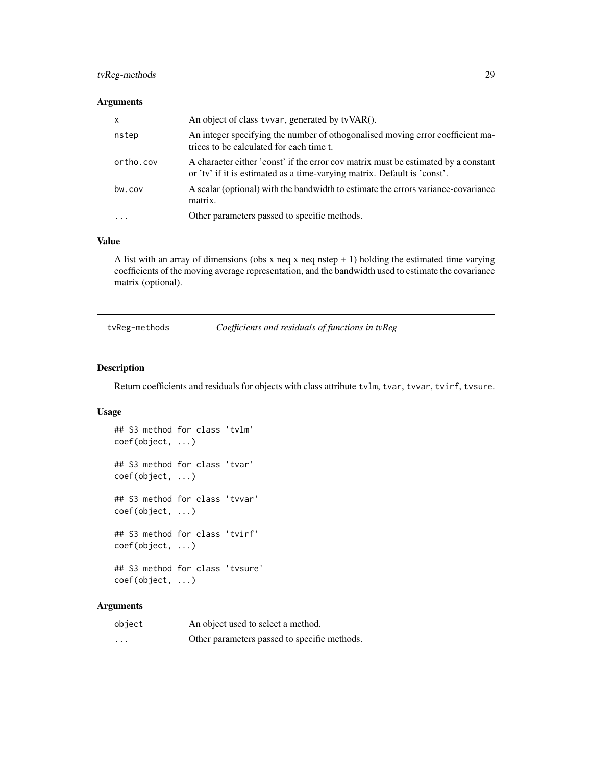### Arguments

| | |
|---|---|
| `x` | An object of class `tvvar`, generated by tvVAR(). |
| `nstep` | An integer specifying the number of othogonalised moving error coefficient matrices to be calculated for each time t. |
| `ortho.cov` | A character either 'const' if the error cov matrix must be estimated by a constant or 'tv' if it is estimated as a time-varying matrix. Default is 'const'. |
| `bw.cov` | A scalar (optional) with the bandwidth to estimate the errors variance-covariance matrix. |
| `...` | Other parameters passed to specific methods. |

### Value

A list with an array of dimensions (obs x neq x neq nstep + 1) holding the estimated time varying coefficients of the moving average representation, and the bandwidth used to estimate the covariance matrix (optional).

---

## tvReg-methods — *Coefficients and residuals of functions in tvReg*

### Description

Return coefficients and residuals for objects with class attribute `tvlm`, `tvar`, `tvvar`, `tvirf`, `tvsure`.

### Usage

```
## S3 method for class 'tvlm'
coef(object, ...)

## S3 method for class 'tvar'
coef(object, ...)

## S3 method for class 'tvvar'
coef(object, ...)

## S3 method for class 'tvirf'
coef(object, ...)

## S3 method for class 'tvsure'
coef(object, ...)
```

### Arguments

| | |
|---|---|
| `object` | An object used to select a method. |
| `...` | Other parameters passed to specific methods. |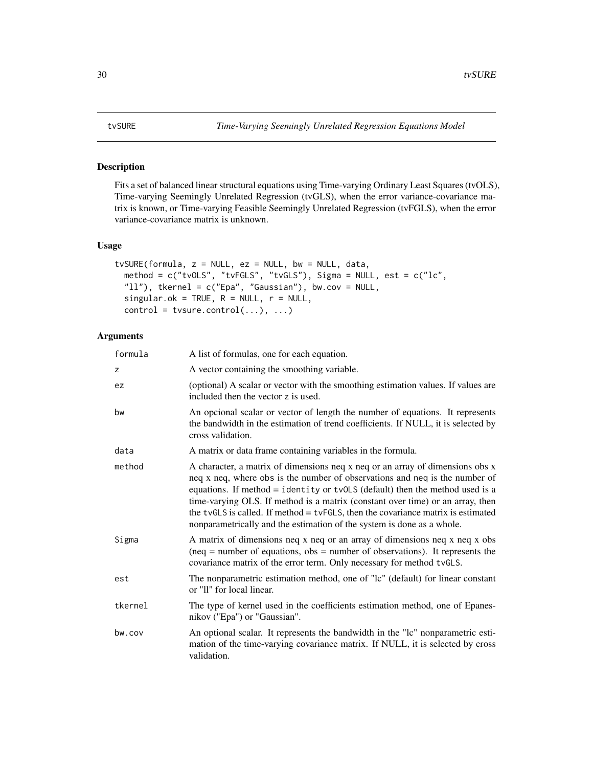# tvSURE — *Time-Varying Seemingly Unrelated Regression Equations Model*

## Description

Fits a set of balanced linear structural equations using Time-varying Ordinary Least Squares (tvOLS), Time-varying Seemingly Unrelated Regression (tvGLS), when the error variance-covariance matrix is known, or Time-varying Feasible Seemingly Unrelated Regression (tvFGLS), when the error variance-covariance matrix is unknown.

## Usage

```
tvSURE(formula, z = NULL, ez = NULL, bw = NULL, data,
  method = c("tvOLS", "tvFGLS", "tvGLS"), Sigma = NULL, est = c("lc",
  "ll"), tkernel = c("Epa", "Gaussian"), bw.cov = NULL,
  singular.ok = TRUE, R = NULL, r = NULL,
  control = tvsure.control(...), ...)
```

## Arguments

| Argument | Description |
|---|---|
| `formula` | A list of formulas, one for each equation. |
| `z` | A vector containing the smoothing variable. |
| `ez` | (optional) A scalar or vector with the smoothing estimation values. If values are included then the vector z is used. |
| `bw` | An opcional scalar or vector of length the number of equations. It represents the bandwidth in the estimation of trend coefficients. If NULL, it is selected by cross validation. |
| `data` | A matrix or data frame containing variables in the formula. |
| `method` | A character, a matrix of dimensions neq x neq or an array of dimensions obs x neq x neq, where `obs` is the number of observations and `neq` is the number of equations. If method = `identity` or `tvOLS` (default) then the method used is a time-varying OLS. If method is a matrix (constant over time) or an array, then the `tvGLS` is called. If method = `tvFGLS`, then the covariance matrix is estimated nonparametrically and the estimation of the system is done as a whole. |
| `Sigma` | A matrix of dimensions neq x neq or an array of dimensions neq x neq x obs (neq = number of equations, obs = number of observations). It represents the covariance matrix of the error term. Only necessary for method `tvGLS`. |
| `est` | The nonparametric estimation method, one of "lc" (default) for linear constant or "ll" for local linear. |
| `tkernel` | The type of kernel used in the coefficients estimation method, one of Epanesnikov ("Epa") or "Gaussian". |
| `bw.cov` | An optional scalar. It represents the bandwidth in the "lc" nonparametric estimation of the time-varying covariance matrix. If NULL, it is selected by cross validation. |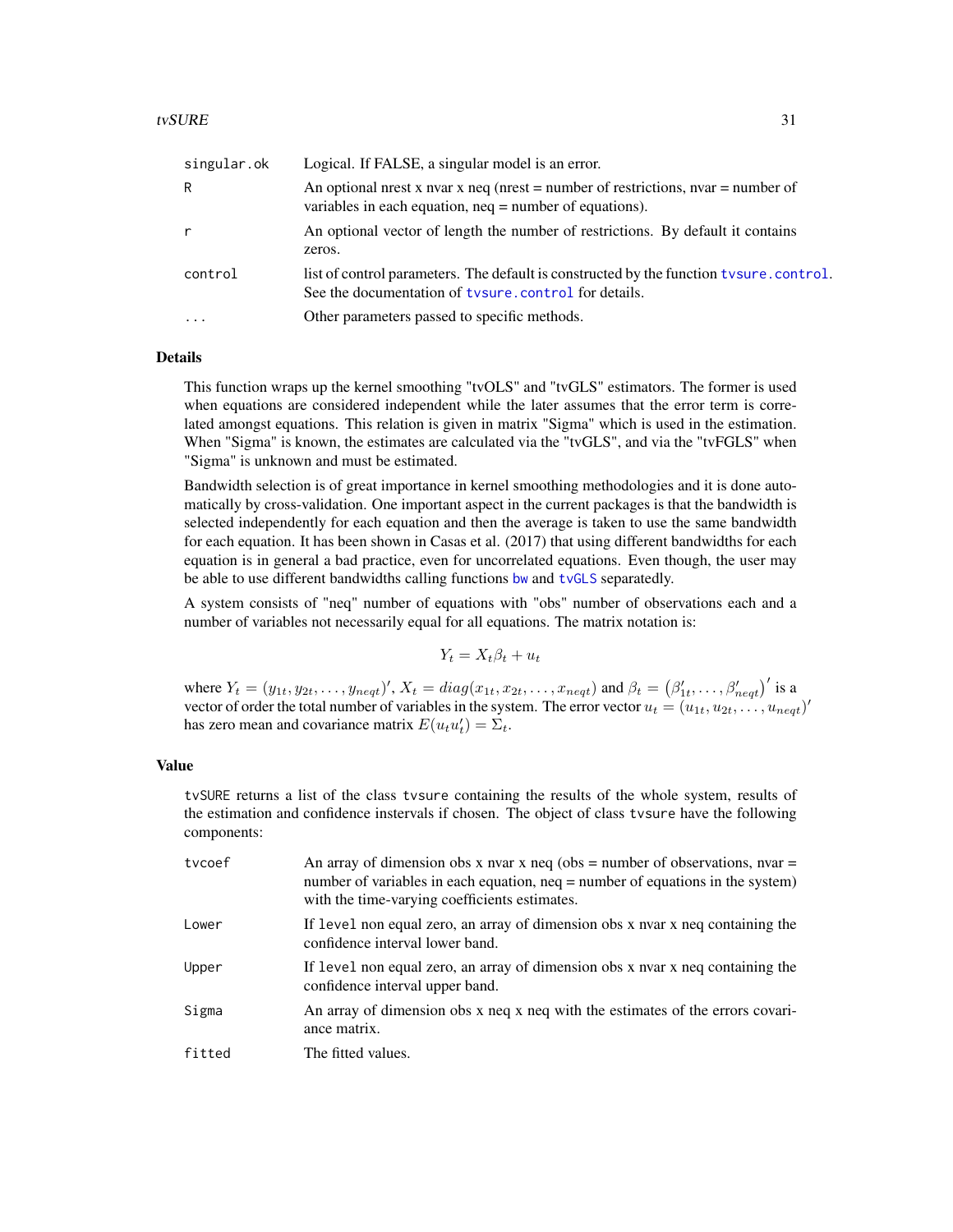| | |
|---|---|
| singular.ok | Logical. If FALSE, a singular model is an error. |
| R | An optional nrest x nvar x neq (nrest = number of restrictions, nvar = number of variables in each equation, neq = number of equations). |
| r | An optional vector of length the number of restrictions. By default it contains zeros. |
| control | list of control parameters. The default is constructed by the function tvsure.control. See the documentation of tvsure.control for details. |
| ... | Other parameters passed to specific methods. |

## Details

This function wraps up the kernel smoothing "tvOLS" and "tvGLS" estimators. The former is used when equations are considered independent while the later assumes that the error term is correlated amongst equations. This relation is given in matrix "Sigma" which is used in the estimation. When "Sigma" is known, the estimates are calculated via the "tvGLS", and via the "tvFGLS" when "Sigma" is unknown and must be estimated.

Bandwidth selection is of great importance in kernel smoothing methodologies and it is done automatically by cross-validation. One important aspect in the current packages is that the bandwidth is selected independently for each equation and then the average is taken to use the same bandwidth for each equation. It has been shown in Casas et al. (2017) that using different bandwidths for each equation is in general a bad practice, even for uncorrelated equations. Even though, the user may be able to use different bandwidths calling functions bw and tvGLS separatedly.

A system consists of "neq" number of equations with "obs" number of observations each and a number of variables not necessarily equal for all equations. The matrix notation is:

$$Y_t = X_t \beta_t + u_t$$

where $Y_t = (y_{1t}, y_{2t}, \ldots, y_{neqt})'$, $X_t = diag(x_{1t}, x_{2t}, \ldots, x_{neqt})$ and $\beta_t = \left(\beta'_{1t}, \ldots, \beta'_{neqt}\right)'$ is a vector of order the total number of variables in the system. The error vector $u_t = (u_{1t}, u_{2t}, \ldots, u_{neqt})'$ has zero mean and covariance matrix $E(u_t u_t') = \Sigma_t$.

## Value

tvSURE returns a list of the class tvsure containing the results of the whole system, results of the estimation and confidence instervals if chosen. The object of class tvsure have the following components:

| | |
|---|---|
| tvcoef | An array of dimension obs x nvar x neq (obs = number of observations, nvar = number of variables in each equation, neq = number of equations in the system) with the time-varying coefficients estimates. |
| Lower | If level non equal zero, an array of dimension obs x nvar x neq containing the confidence interval lower band. |
| Upper | If level non equal zero, an array of dimension obs x nvar x neq containing the confidence interval upper band. |
| Sigma | An array of dimension obs x neq x neq with the estimates of the errors covariance matrix. |
| fitted | The fitted values. |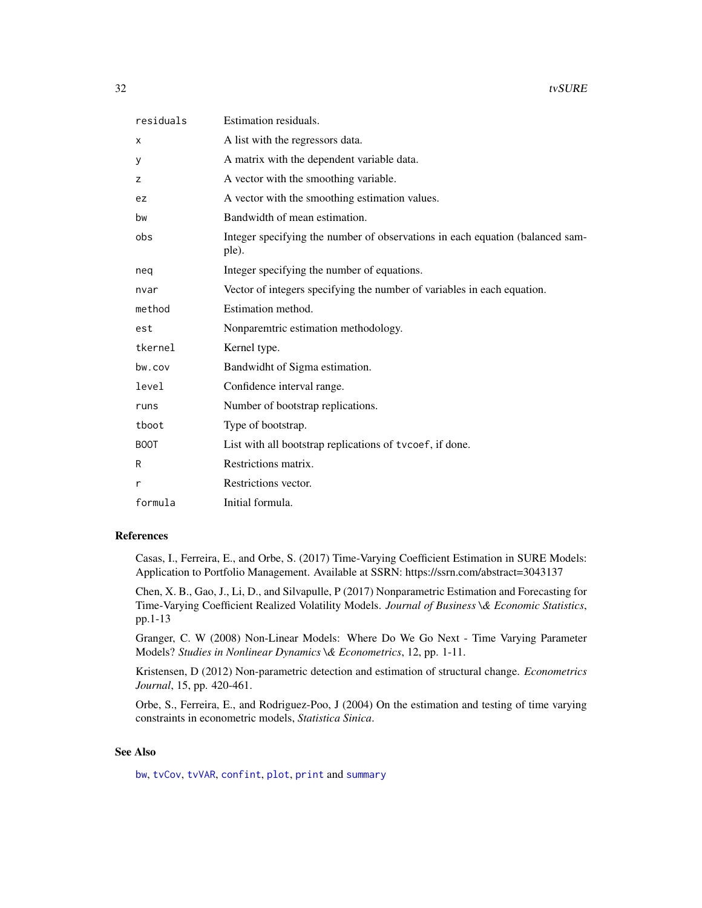| | |
|---|---|
| residuals | Estimation residuals. |
| x | A list with the regressors data. |
| y | A matrix with the dependent variable data. |
| z | A vector with the smoothing variable. |
| ez | A vector with the smoothing estimation values. |
| bw | Bandwidth of mean estimation. |
| obs | Integer specifying the number of observations in each equation (balanced sample). |
| neq | Integer specifying the number of equations. |
| nvar | Vector of integers specifying the number of variables in each equation. |
| method | Estimation method. |
| est | Nonparemtric estimation methodology. |
| tkernel | Kernel type. |
| bw.cov | Bandwidht of Sigma estimation. |
| level | Confidence interval range. |
| runs | Number of bootstrap replications. |
| tboot | Type of bootstrap. |
| BOOT | List with all bootstrap replications of `tvcoef`, if done. |
| R | Restrictions matrix. |
| r | Restrictions vector. |
| formula | Initial formula. |

## References

Casas, I., Ferreira, E., and Orbe, S. (2017) Time-Varying Coefficient Estimation in SURE Models: Application to Portfolio Management. Available at SSRN: https://ssrn.com/abstract=3043137

Chen, X. B., Gao, J., Li, D., and Silvapulle, P (2017) Nonparametric Estimation and Forecasting for Time-Varying Coefficient Realized Volatility Models. *Journal of Business \& Economic Statistics*, pp.1-13

Granger, C. W (2008) Non-Linear Models: Where Do We Go Next - Time Varying Parameter Models? *Studies in Nonlinear Dynamics \& Econometrics*, 12, pp. 1-11.

Kristensen, D (2012) Non-parametric detection and estimation of structural change. *Econometrics Journal*, 15, pp. 420-461.

Orbe, S., Ferreira, E., and Rodriguez-Poo, J (2004) On the estimation and testing of time varying constraints in econometric models, *Statistica Sinica*.

## See Also

`bw`, `tvCov`, `tvVAR`, `confint`, `plot`, `print` and `summary`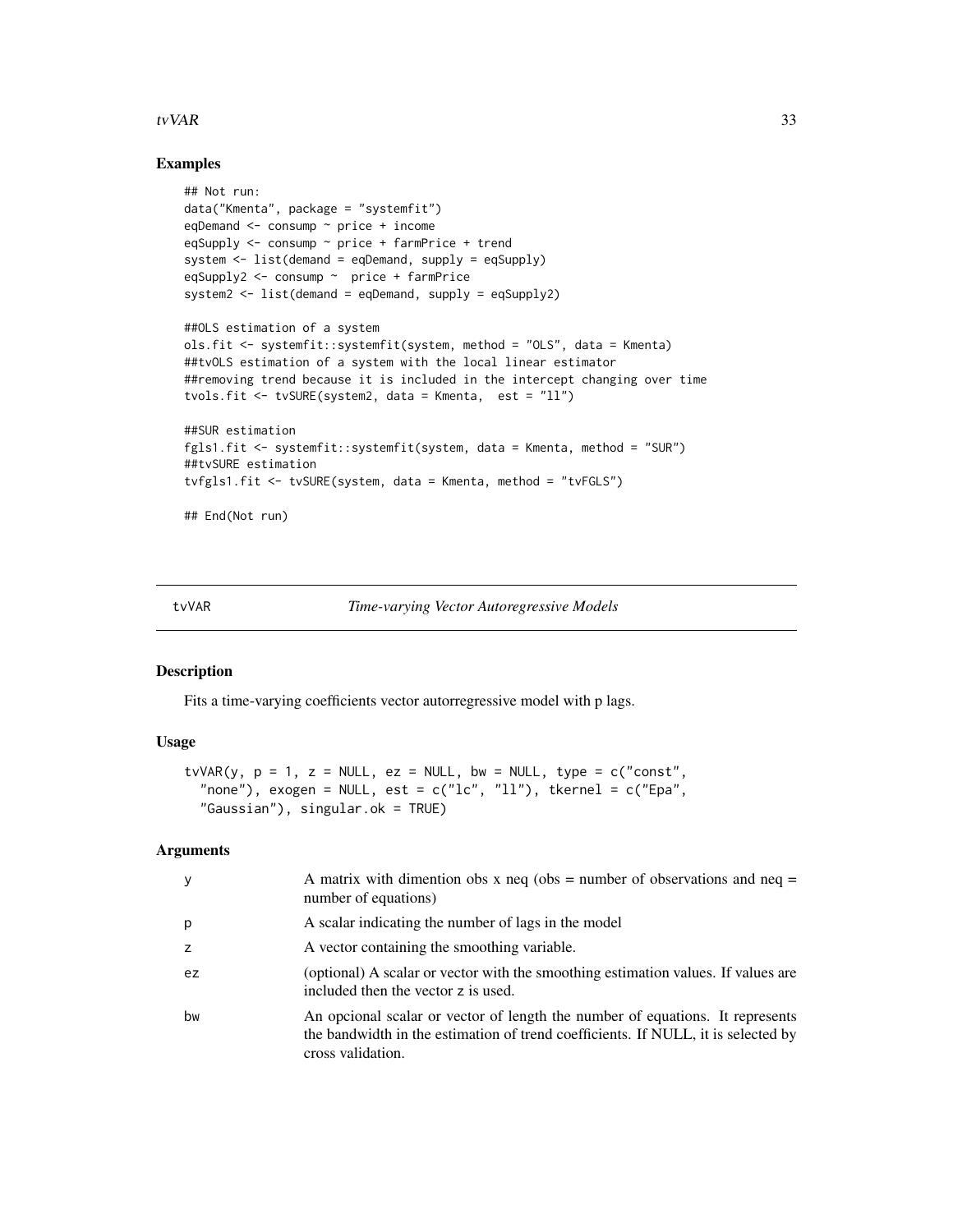## Examples

```
## Not run:
data("Kmenta", package = "systemfit")
eqDemand <- consump ~ price + income
eqSupply <- consump ~ price + farmPrice + trend
system <- list(demand = eqDemand, supply = eqSupply)
eqSupply2 <- consump ~  price + farmPrice
system2 <- list(demand = eqDemand, supply = eqSupply2)

##OLS estimation of a system
ols.fit <- systemfit::systemfit(system, method = "OLS", data = Kmenta)
##tvOLS estimation of a system with the local linear estimator
##removing trend because it is included in the intercept changing over time
tvols.fit <- tvSURE(system2, data = Kmenta,  est = "ll")

##SUR estimation
fgls1.fit <- systemfit::systemfit(system, data = Kmenta, method = "SUR")
##tvSURE estimation
tvfgls1.fit <- tvSURE(system, data = Kmenta, method = "tvFGLS")

## End(Not run)
```

---

# tvVAR — *Time-varying Vector Autoregressive Models*

## Description

Fits a time-varying coefficients vector autorregressive model with p lags.

## Usage

```
tvVAR(y, p = 1, z = NULL, ez = NULL, bw = NULL, type = c("const",
  "none"), exogen = NULL, est = c("lc", "ll"), tkernel = c("Epa",
  "Gaussian"), singular.ok = TRUE)
```

## Arguments

| | |
|---|---|
| y | A matrix with dimention obs x neq (obs = number of observations and neq = number of equations) |
| p | A scalar indicating the number of lags in the model |
| z | A vector containing the smoothing variable. |
| ez | (optional) A scalar or vector with the smoothing estimation values. If values are included then the vector z is used. |
| bw | An opcional scalar or vector of length the number of equations. It represents the bandwidth in the estimation of trend coefficients. If NULL, it is selected by cross validation. |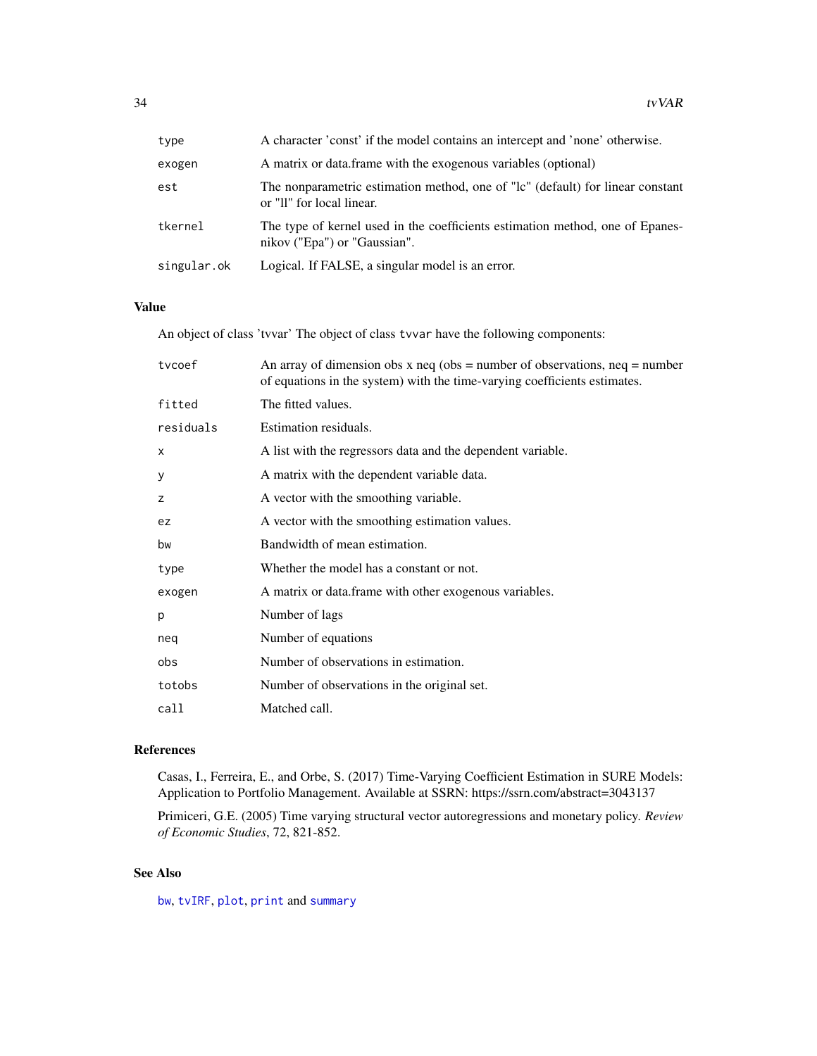| | |
|---|---|
| type | A character 'const' if the model contains an intercept and 'none' otherwise. |
| exogen | A matrix or data.frame with the exogenous variables (optional) |
| est | The nonparametric estimation method, one of "lc" (default) for linear constant or "ll" for local linear. |
| tkernel | The type of kernel used in the coefficients estimation method, one of Epanesnikov ("Epa") or "Gaussian". |
| singular.ok | Logical. If FALSE, a singular model is an error. |

## Value

An object of class 'tvvar' The object of class `tvvar` have the following components:

| | |
|---|---|
| tvcoef | An array of dimension obs x neq (obs = number of observations, neq = number of equations in the system) with the time-varying coefficients estimates. |
| fitted | The fitted values. |
| residuals | Estimation residuals. |
| x | A list with the regressors data and the dependent variable. |
| y | A matrix with the dependent variable data. |
| z | A vector with the smoothing variable. |
| ez | A vector with the smoothing estimation values. |
| bw | Bandwidth of mean estimation. |
| type | Whether the model has a constant or not. |
| exogen | A matrix or data.frame with other exogenous variables. |
| p | Number of lags |
| neq | Number of equations |
| obs | Number of observations in estimation. |
| totobs | Number of observations in the original set. |
| call | Matched call. |

## References

Casas, I., Ferreira, E., and Orbe, S. (2017) Time-Varying Coefficient Estimation in SURE Models: Application to Portfolio Management. Available at SSRN: https://ssrn.com/abstract=3043137

Primiceri, G.E. (2005) Time varying structural vector autoregressions and monetary policy. *Review of Economic Studies*, 72, 821-852.

## See Also

bw, tvIRF, plot, print and summary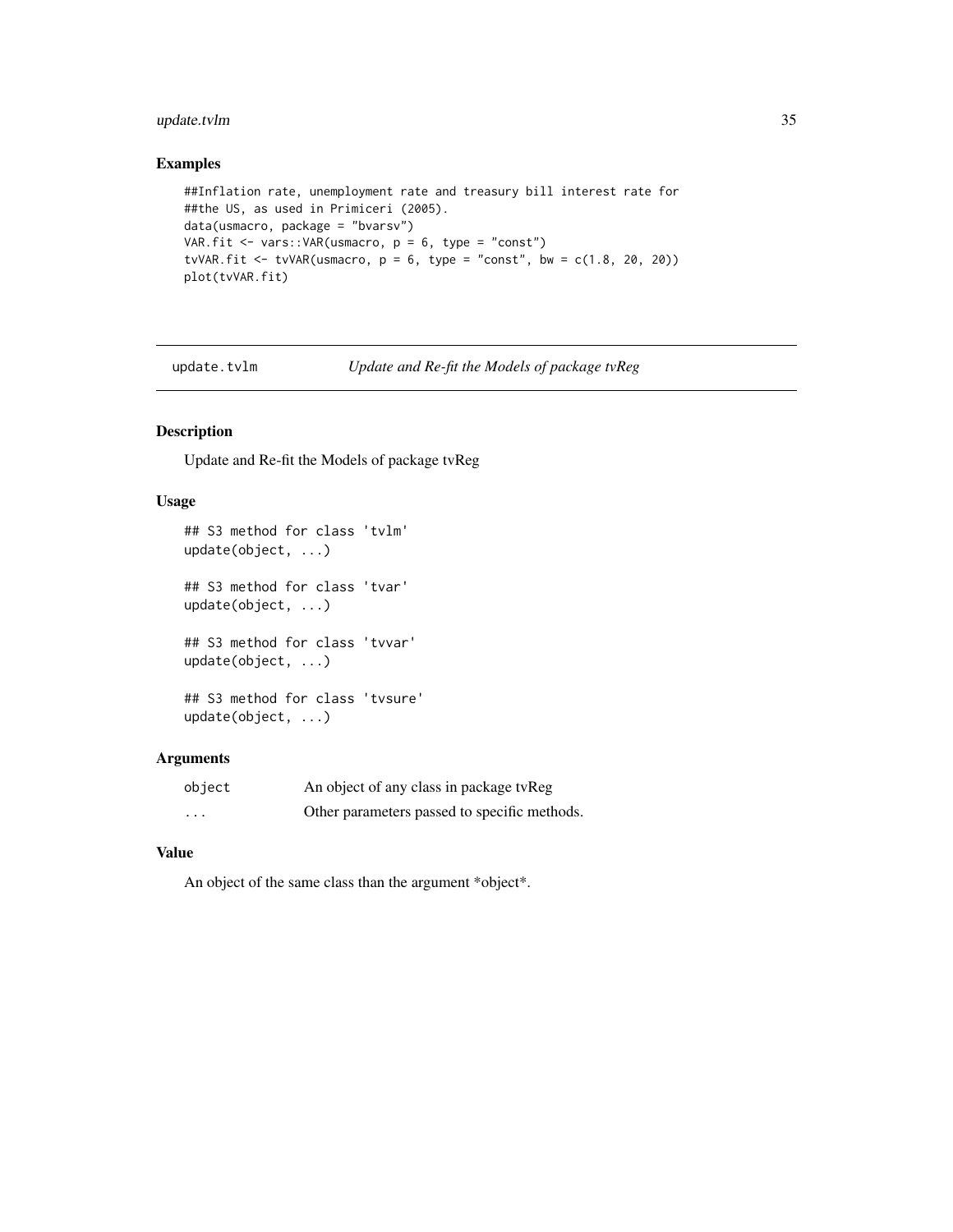## Examples

```
##Inflation rate, unemployment rate and treasury bill interest rate for
##the US, as used in Primiceri (2005).
data(usmacro, package = "bvarsv")
VAR.fit <- vars::VAR(usmacro, p = 6, type = "const")
tvVAR.fit <- tvVAR(usmacro, p = 6, type = "const", bw = c(1.8, 20, 20))
plot(tvVAR.fit)
```

---

`update.tvlm` *Update and Re-fit the Models of package tvReg*

---

## Description

Update and Re-fit the Models of package tvReg

## Usage

```
## S3 method for class 'tvlm'
update(object, ...)

## S3 method for class 'tvar'
update(object, ...)

## S3 method for class 'tvvar'
update(object, ...)

## S3 method for class 'tvsure'
update(object, ...)
```

## Arguments

| | |
|---|---|
| object | An object of any class in package tvReg |
| ... | Other parameters passed to specific methods. |

## Value

An object of the same class than the argument *object*.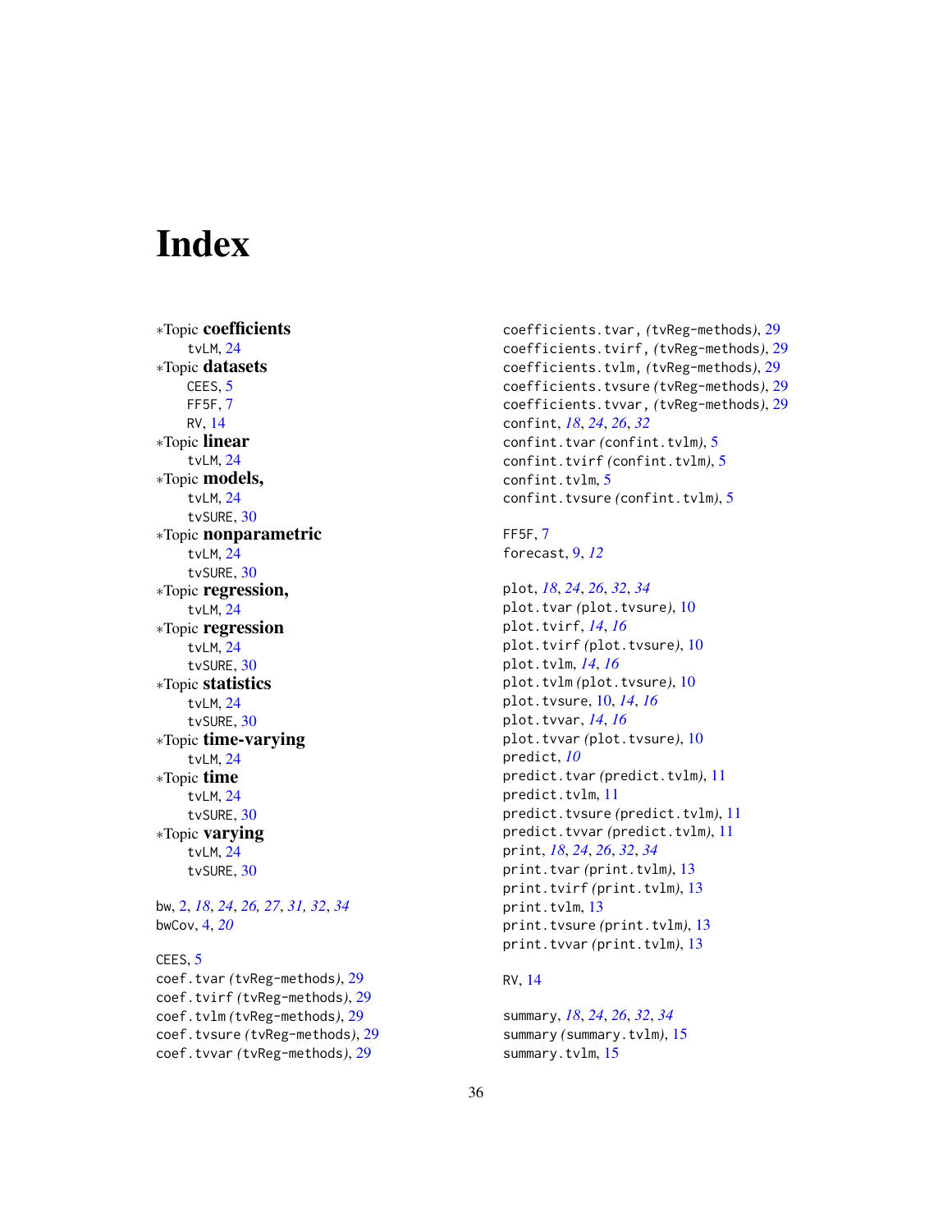# Index

*Topic **coefficients**
  tvLM, 24
*Topic **datasets**
  CEES, 5
  FF5F, 7
  RV, 14
*Topic **linear**
  tvLM, 24
*Topic **models,**
  tvLM, 24
  tvSURE, 30
*Topic **nonparametric**
  tvLM, 24
  tvSURE, 30
*Topic **regression,**
  tvLM, 24
*Topic **regression**
  tvLM, 24
  tvSURE, 30
*Topic **statistics**
  tvLM, 24
  tvSURE, 30
*Topic **time-varying**
  tvLM, 24
*Topic **time**
  tvLM, 24
  tvSURE, 30
*Topic **varying**
  tvLM, 24
  tvSURE, 30

bw, 2, *18*, *24*, *26, 27*, *31, 32*, *34*
bwCov, 4, *20*

CEES, 5
coef.tvar *(*tvReg-methods*)*, 29
coef.tvirf *(*tvReg-methods*)*, 29
coef.tvlm *(*tvReg-methods*)*, 29
coef.tvsure *(*tvReg-methods*)*, 29
coef.tvvar *(*tvReg-methods*)*, 29
coefficients.tvar, *(*tvReg-methods*)*, 29
coefficients.tvirf, *(*tvReg-methods*)*, 29
coefficients.tvlm, *(*tvReg-methods*)*, 29
coefficients.tvsure *(*tvReg-methods*)*, 29
coefficients.tvvar, *(*tvReg-methods*)*, 29
confint, *18*, *24*, *26*, *32*
confint.tvar *(*confint.tvlm*)*, 5
confint.tvirf *(*confint.tvlm*)*, 5
confint.tvlm, 5
confint.tvsure *(*confint.tvlm*)*, 5

FF5F, 7
forecast, 9, *12*

plot, *18*, *24*, *26*, *32*, *34*
plot.tvar *(*plot.tvsure*)*, 10
plot.tvirf, *14*, *16*
plot.tvirf *(*plot.tvsure*)*, 10
plot.tvlm, *14*, *16*
plot.tvlm *(*plot.tvsure*)*, 10
plot.tvsure, 10, *14*, *16*
plot.tvvar, *14*, *16*
plot.tvvar *(*plot.tvsure*)*, 10
predict, *10*
predict.tvar *(*predict.tvlm*)*, 11
predict.tvlm, 11
predict.tvsure *(*predict.tvlm*)*, 11
predict.tvvar *(*predict.tvlm*)*, 11
print, *18*, *24*, *26*, *32*, *34*
print.tvar *(*print.tvlm*)*, 13
print.tvirf *(*print.tvlm*)*, 13
print.tvlm, 13
print.tvsure *(*print.tvlm*)*, 13
print.tvvar *(*print.tvlm*)*, 13

RV, 14

summary, *18*, *24*, *26*, *32*, *34*
summary *(*summary.tvlm*)*, 15
summary.tvlm, 15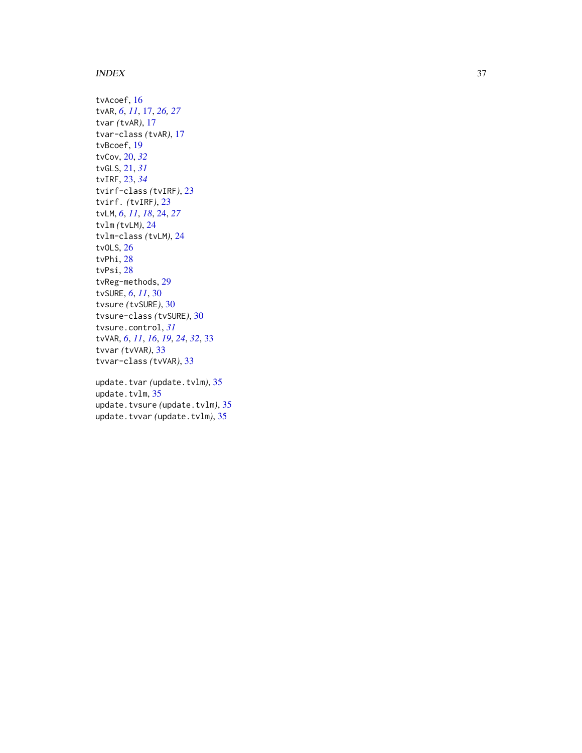tvAcoef, 16
tvAR, *6*, *11*, 17, *26, 27*
tvar *(*tvAR*)*, 17
tvar-class *(*tvAR*)*, 17
tvBcoef, 19
tvCov, 20, *32*
tvGLS, 21, *31*
tvIRF, 23, *34*
tvirf-class *(*tvIRF*)*, 23
tvirf. *(*tvIRF*)*, 23
tvLM, *6*, *11*, *18*, 24, *27*
tvlm *(*tvLM*)*, 24
tvlm-class *(*tvLM*)*, 24
tvOLS, 26
tvPhi, 28
tvPsi, 28
tvReg-methods, 29
tvSURE, *6*, *11*, 30
tvsure *(*tvSURE*)*, 30
tvsure-class *(*tvSURE*)*, 30
tvsure.control, *31*
tvVAR, *6*, *11*, *16*, *19*, *24*, *32*, 33
tvvar *(*tvVAR*)*, 33
tvvar-class *(*tvVAR*)*, 33

update.tvar *(*update.tvlm*)*, 35
update.tvlm, 35
update.tvsure *(*update.tvlm*)*, 35
update.tvvar *(*update.tvlm*)*, 35